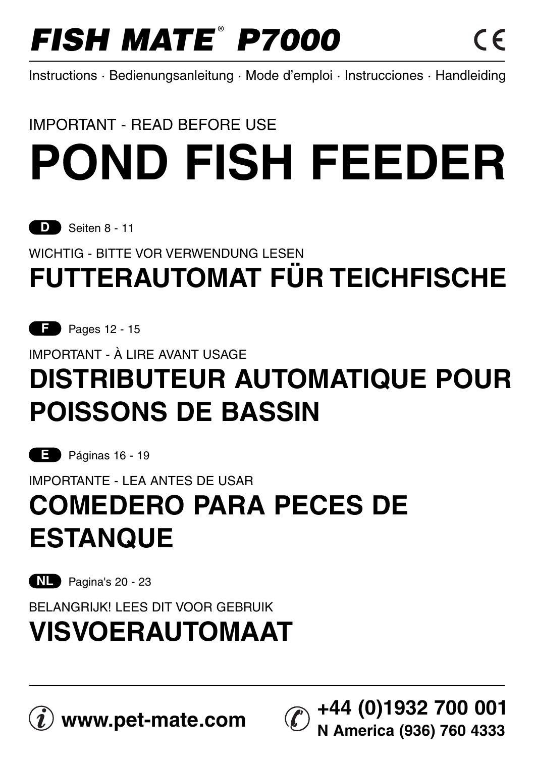# FISH MATE® P7000

CE

Instructions · Bedienungsanleitung · Mode d'emploi · Instrucciones · Handleiding

IMPORTANT - READ BEFORE USE

# POND FISH FEEDER

**D** Seiten 8 - 11

WICHTIG - BITTE VOR VERWENDUNG LESEN

## FUTTERAUTOMAT FÜR TEICHFISCHE

**F** Pages 12 - 15

IMPORTANT - À LIRE AVANT USAGE

## DISTRIBUTEUR AUTOMATIQUE POUR POISSONS DE BASSIN

**E** Páginas 16 - 19

IMPORTANTE - LEA ANTES DE USAR

## COMEDERO PARA PECES DE ESTANQUE

**NL** Pagina's 20 - 23

BELANGRIJK! LEES DIT VOOR GEBRUIK

## VISVOERAUTOMAAT

**www.pet-mate.com**

**+44 (0)1932 700 001**
**N America (936) 760 4333**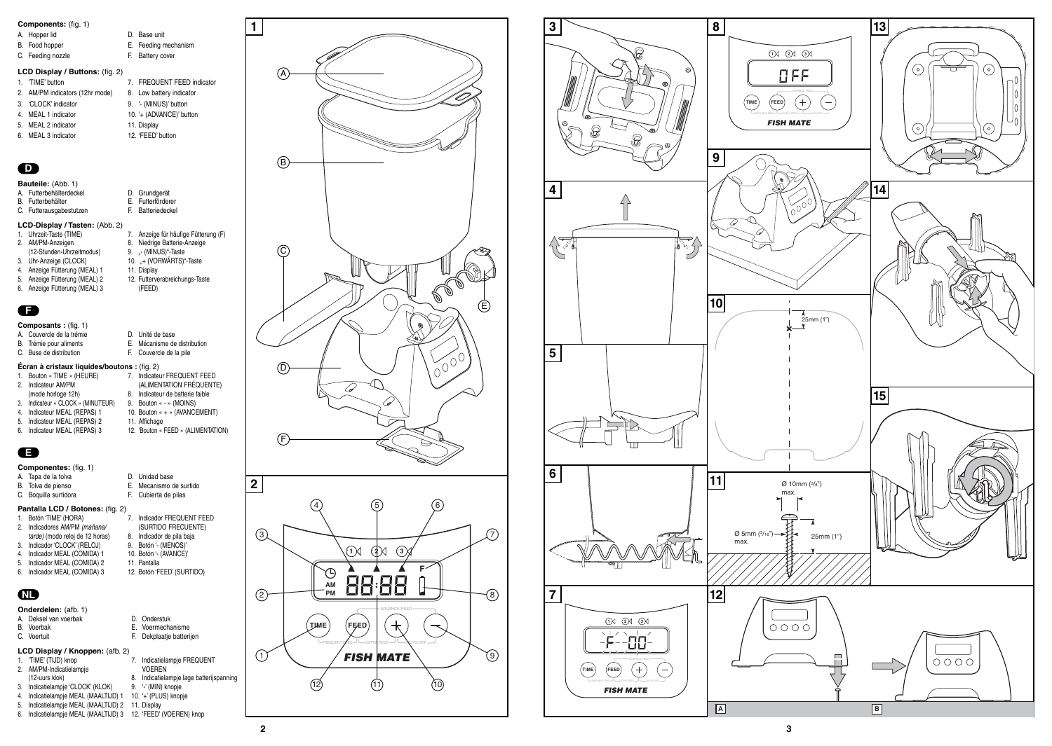## Components: (fig. 1)

A. Hopper lid
B. Food hopper
C. Feeding nozzle
D. Base unit
E. Feeding mechanism
F. Battery cover

## LCD Display / Buttons: (fig. 2)

1. 'TIME' button
2. AM/PM indicators (12hr mode)
3. 'CLOCK' indicator
4. MEAL 1 indicator
5. MEAL 2 indicator
6. MEAL 3 indicator
7. FREQUENT FEED indicator
8. Low battery indicator
9. '- (MINUS)' button
10. '+ (ADVANCE)' button
11. Display
12. 'FEED' button

## D

## Bauteile: (Abb. 1)

A. Futterbehälterdeckel
B. Futterbehälter
C. Futterausgabestutzen
D. Grundgerät
E. Futterförderer
F. Batteriedeckel

## LCD-Display / Tasten: (Abb. 2)

1. Uhrzeit-Taste (TIME)
2. AM/PM-Anzeigen (12-Stunden-Uhrzeitmodus)
3. Uhr-Anzeige (CLOCK)
4. Anzeige Fütterung (MEAL) 1
5. Anzeige Fütterung (MEAL) 2
6. Anzeige Fütterung (MEAL) 3
7. Anzeige für häufige Fütterung (F)
8. Niedrige Batterie-Anzeige
9. „- (MINUS)"-Taste
10. „+ (VORWÄRTS)"-Taste
11. Display
12. Futterverabreichungs-Taste (FEED)

## F

## Composants : (fig. 1)

A. Couvercle de la trémie
B. Trémie pour aliments
C. Buse de distribution
D. Unité de base
E. Mécanisme de distribution
F. Couvercle de la pile

## Écran à cristaux liquides/boutons : (fig. 2)

1. Bouton « TIME » (HEURE)
2. Indicateur AM/PM (mode horloge 12h)
3. Indicateur « CLOCK » (MINUTEUR)
4. Indicateur MEAL (REPAS) 1
5. Indicateur MEAL (REPAS) 2
6. Indicateur MEAL (REPAS) 3
7. Indicateur FREQUENT FEED (ALIMENTATION FRÉQUENTE)
8. Indicateur de batterie faible
9. Bouton « - » (MOINS)
10. Bouton « + » (AVANCEMENT)
11. Affichage
12. 'Bouton « FEED » (ALIMENTATION)

## E

## Componentes: (fig. 1)

A. Tapa de la tolva
B. Tolva de pienso
C. Boquilla surtidora
D. Unidad base
E. Mecanismo de surtido
F. Cubierta de pilas

## Pantalla LCD / Botones: (fig. 2)

1. Botón 'TIME' (HORA)
2. Indicadores AM/PM *(mañana/ tarde)* (modo reloj de 12 horas)
3. Indicador 'CLOCK' (RELOJ)
4. Indicador MEAL (COMIDA) 1
5. Indicador MEAL (COMIDA) 2
6. Indicador MEAL (COMIDA) 3
7. Indicador FREQUENT FEED (SURTIDO FRECUENTE)
8. Indicador de pila baja
9. Botón '- (MENOS)'
10. Botón '- (AVANCE)'
11. Pantalla
12. Botón 'FEED' (SURTIDO)

## NL

## Onderdelen: (afb. 1)

A. Deksel van voerbak
B. Voerbak
C. Voertuit
D. Onderstuk
E. Voermechanisme
F. Dekplaatje batterijen

## LCD Display / Knoppen: (afb. 2)

1. 'TIME' (TIJD) knop
2. AM/PM-Indicatielampje (12-uurs klok)
3. Indicatielampje 'CLOCK' (KLOK)
4. Indicatielampje MEAL (MAALTIJD) 1
5. Indicatielampje MEAL (MAALTIJD) 2
6. Indicatielampje MEAL (MAALTIJD) 3
7. Indicatielampje FREQUENT VOEREN
8. Indicatielampje lage batterijspanning
9. '-' (MIN) knopje
10. '+' (PLUS) knopje
11. Display
12. 'FEED' (VOEREN) knop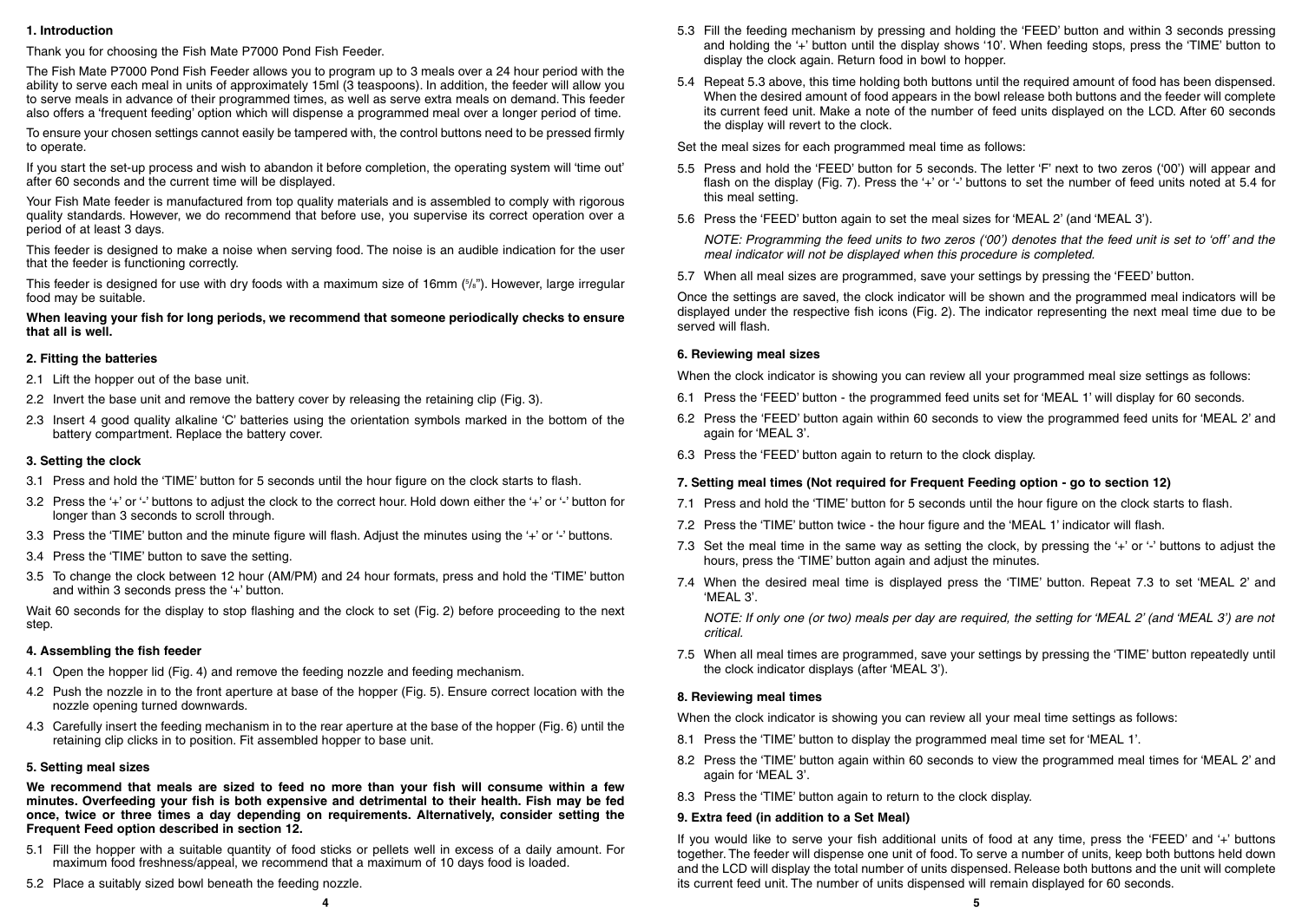## 1. Introduction

Thank you for choosing the Fish Mate P7000 Pond Fish Feeder.

The Fish Mate P7000 Pond Fish Feeder allows you to program up to 3 meals over a 24 hour period with the ability to serve each meal in units of approximately 15ml (3 teaspoons). In addition, the feeder will allow you to serve meals in advance of their programmed times, as well as serve extra meals on demand. This feeder also offers a 'frequent feeding' option which will dispense a programmed meal over a longer period of time.

To ensure your chosen settings cannot easily be tampered with, the control buttons need to be pressed firmly to operate.

If you start the set-up process and wish to abandon it before completion, the operating system will 'time out' after 60 seconds and the current time will be displayed.

Your Fish Mate feeder is manufactured from top quality materials and is assembled to comply with rigorous quality standards. However, we do recommend that before use, you supervise its correct operation over a period of at least 3 days.

This feeder is designed to make a noise when serving food. The noise is an audible indication for the user that the feeder is functioning correctly.

This feeder is designed for use with dry foods with a maximum size of 16mm (5/8"). However, large irregular food may be suitable.

**When leaving your fish for long periods, we recommend that someone periodically checks to ensure that all is well.**

## 2. Fitting the batteries

2.1 Lift the hopper out of the base unit.

2.2 Invert the base unit and remove the battery cover by releasing the retaining clip (Fig. 3).

2.3 Insert 4 good quality alkaline 'C' batteries using the orientation symbols marked in the bottom of the battery compartment. Replace the battery cover.

## 3. Setting the clock

3.1 Press and hold the 'TIME' button for 5 seconds until the hour figure on the clock starts to flash.

3.2 Press the '+' or '-' buttons to adjust the clock to the correct hour. Hold down either the '+' or '-' button for longer than 3 seconds to scroll through.

3.3 Press the 'TIME' button and the minute figure will flash. Adjust the minutes using the '+' or '-' buttons.

3.4 Press the 'TIME' button to save the setting.

3.5 To change the clock between 12 hour (AM/PM) and 24 hour formats, press and hold the 'TIME' button and within 3 seconds press the '+' button.

Wait 60 seconds for the display to stop flashing and the clock to set (Fig. 2) before proceeding to the next step.

## 4. Assembling the fish feeder

4.1 Open the hopper lid (Fig. 4) and remove the feeding nozzle and feeding mechanism.

4.2 Push the nozzle in to the front aperture at base of the hopper (Fig. 5). Ensure correct location with the nozzle opening turned downwards.

4.3 Carefully insert the feeding mechanism in to the rear aperture at the base of the hopper (Fig. 6) until the retaining clip clicks in to position. Fit assembled hopper to base unit.

## 5. Setting meal sizes

**We recommend that meals are sized to feed no more than your fish will consume within a few minutes. Overfeeding your fish is both expensive and detrimental to their health. Fish may be fed once, twice or three times a day depending on requirements. Alternatively, consider setting the Frequent Feed option described in section 12.**

5.1 Fill the hopper with a suitable quantity of food sticks or pellets well in excess of a daily amount. For maximum food freshness/appeal, we recommend that a maximum of 10 days food is loaded.

5.2 Place a suitably sized bowl beneath the feeding nozzle.

5.3 Fill the feeding mechanism by pressing and holding the 'FEED' button and within 3 seconds pressing and holding the '+' button until the display shows '10'. When feeding stops, press the 'TIME' button to display the clock again. Return food in bowl to hopper.

5.4 Repeat 5.3 above, this time holding both buttons until the required amount of food has been dispensed. When the desired amount of food appears in the bowl release both buttons and the feeder will complete its current feed unit. Make a note of the number of feed units displayed on the LCD. After 60 seconds the display will revert to the clock.

Set the meal sizes for each programmed meal time as follows:

5.5 Press and hold the 'FEED' button for 5 seconds. The letter 'F' next to two zeros ('00') will appear and flash on the display (Fig. 7). Press the '+' or '-' buttons to set the number of feed units noted at 5.4 for this meal setting.

5.6 Press the 'FEED' button again to set the meal sizes for 'MEAL 2' (and 'MEAL 3').

*NOTE: Programming the feed units to two zeros ('00') denotes that the feed unit is set to 'off' and the meal indicator will not be displayed when this procedure is completed.*

5.7 When all meal sizes are programmed, save your settings by pressing the 'FEED' button.

Once the settings are saved, the clock indicator will be shown and the programmed meal indicators will be displayed under the respective fish icons (Fig. 2). The indicator representing the next meal time due to be served will flash.

## 6. Reviewing meal sizes

When the clock indicator is showing you can review all your programmed meal size settings as follows:

6.1 Press the 'FEED' button - the programmed feed units set for 'MEAL 1' will display for 60 seconds.

6.2 Press the 'FEED' button again within 60 seconds to view the programmed feed units for 'MEAL 2' and again for 'MEAL 3'.

6.3 Press the 'FEED' button again to return to the clock display.

## 7. Setting meal times (Not required for Frequent Feeding option - go to section 12)

7.1 Press and hold the 'TIME' button for 5 seconds until the hour figure on the clock starts to flash.

7.2 Press the 'TIME' button twice - the hour figure and the 'MEAL 1' indicator will flash.

7.3 Set the meal time in the same way as setting the clock, by pressing the '+' or '-' buttons to adjust the hours, press the 'TIME' button again and adjust the minutes.

7.4 When the desired meal time is displayed press the 'TIME' button. Repeat 7.3 to set 'MEAL 2' and 'MEAL 3'.

*NOTE: If only one (or two) meals per day are required, the setting for 'MEAL 2' (and 'MEAL 3') are not critical.*

7.5 When all meal times are programmed, save your settings by pressing the 'TIME' button repeatedly until the clock indicator displays (after 'MEAL 3').

## 8. Reviewing meal times

When the clock indicator is showing you can review all your meal time settings as follows:

8.1 Press the 'TIME' button to display the programmed meal time set for 'MEAL 1'.

8.2 Press the 'TIME' button again within 60 seconds to view the programmed meal times for 'MEAL 2' and again for 'MEAL 3'.

8.3 Press the 'TIME' button again to return to the clock display.

## 9. Extra feed (in addition to a Set Meal)

If you would like to serve your fish additional units of food at any time, press the 'FEED' and '+' buttons together. The feeder will dispense one unit of food. To serve a number of units, keep both buttons held down and the LCD will display the total number of units dispensed. Release both buttons and the unit will complete its current feed unit. The number of units dispensed will remain displayed for 60 seconds.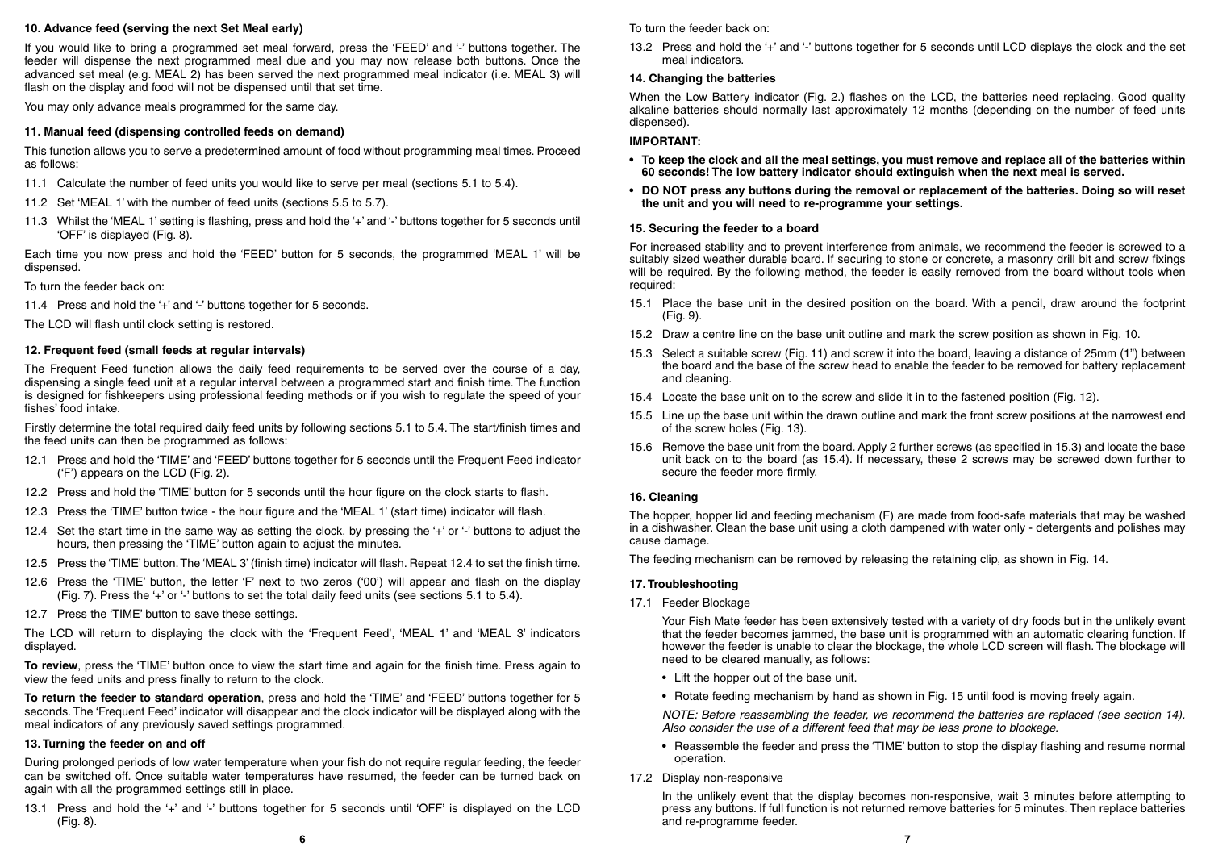### 10. Advance feed (serving the next Set Meal early)

If you would like to bring a programmed set meal forward, press the 'FEED' and '-' buttons together. The feeder will dispense the next programmed meal due and you may now release both buttons. Once the advanced set meal (e.g. MEAL 2) has been served the next programmed meal indicator (i.e. MEAL 3) will flash on the display and food will not be dispensed until that set time.

You may only advance meals programmed for the same day.

### 11. Manual feed (dispensing controlled feeds on demand)

This function allows you to serve a predetermined amount of food without programming meal times. Proceed as follows:

11.1 Calculate the number of feed units you would like to serve per meal (sections 5.1 to 5.4).

11.2 Set 'MEAL 1' with the number of feed units (sections 5.5 to 5.7).

11.3 Whilst the 'MEAL 1' setting is flashing, press and hold the '+' and '-' buttons together for 5 seconds until 'OFF' is displayed (Fig. 8).

Each time you now press and hold the 'FEED' button for 5 seconds, the programmed 'MEAL 1' will be dispensed.

To turn the feeder back on:

11.4 Press and hold the '+' and '-' buttons together for 5 seconds.

The LCD will flash until clock setting is restored.

### 12. Frequent feed (small feeds at regular intervals)

The Frequent Feed function allows the daily feed requirements to be served over the course of a day, dispensing a single feed unit at a regular interval between a programmed start and finish time. The function is designed for fishkeepers using professional feeding methods or if you wish to regulate the speed of your fishes' food intake.

Firstly determine the total required daily feed units by following sections 5.1 to 5.4. The start/finish times and the feed units can then be programmed as follows:

12.1 Press and hold the 'TIME' and 'FEED' buttons together for 5 seconds until the Frequent Feed indicator ('F') appears on the LCD (Fig. 2).

12.2 Press and hold the 'TIME' button for 5 seconds until the hour figure on the clock starts to flash.

12.3 Press the 'TIME' button twice - the hour figure and the 'MEAL 1' (start time) indicator will flash.

12.4 Set the start time in the same way as setting the clock, by pressing the '+' or '-' buttons to adjust the hours, then pressing the 'TIME' button again to adjust the minutes.

12.5 Press the 'TIME' button. The 'MEAL 3' (finish time) indicator will flash. Repeat 12.4 to set the finish time.

12.6 Press the 'TIME' button, the letter 'F' next to two zeros ('00') will appear and flash on the display (Fig. 7). Press the '+' or '-' buttons to set the total daily feed units (see sections 5.1 to 5.4).

12.7 Press the 'TIME' button to save these settings.

The LCD will return to displaying the clock with the 'Frequent Feed', 'MEAL 1' and 'MEAL 3' indicators displayed.

**To review**, press the 'TIME' button once to view the start time and again for the finish time. Press again to view the feed units and press finally to return to the clock.

**To return the feeder to standard operation**, press and hold the 'TIME' and 'FEED' buttons together for 5 seconds. The 'Frequent Feed' indicator will disappear and the clock indicator will be displayed along with the meal indicators of any previously saved settings programmed.

### 13. Turning the feeder on and off

During prolonged periods of low water temperature when your fish do not require regular feeding, the feeder can be switched off. Once suitable water temperatures have resumed, the feeder can be turned back on again with all the programmed settings still in place.

13.1 Press and hold the '+' and '-' buttons together for 5 seconds until 'OFF' is displayed on the LCD (Fig. 8).

To turn the feeder back on:

13.2 Press and hold the '+' and '-' buttons together for 5 seconds until LCD displays the clock and the set meal indicators.

### 14. Changing the batteries

When the Low Battery indicator (Fig. 2.) flashes on the LCD, the batteries need replacing. Good quality alkaline batteries should normally last approximately 12 months (depending on the number of feed units dispensed).

**IMPORTANT:**

- **To keep the clock and all the meal settings, you must remove and replace all of the batteries within 60 seconds! The low battery indicator should extinguish when the next meal is served.**
- **DO NOT press any buttons during the removal or replacement of the batteries. Doing so will reset the unit and you will need to re-programme your settings.**

### 15. Securing the feeder to a board

For increased stability and to prevent interference from animals, we recommend the feeder is screwed to a suitably sized weather durable board. If securing to stone or concrete, a masonry drill bit and screw fixings will be required. By the following method, the feeder is easily removed from the board without tools when required:

15.1 Place the base unit in the desired position on the board. With a pencil, draw around the footprint (Fig. 9).

15.2 Draw a centre line on the base unit outline and mark the screw position as shown in Fig. 10.

15.3 Select a suitable screw (Fig. 11) and screw it into the board, leaving a distance of 25mm (1") between the board and the base of the screw head to enable the feeder to be removed for battery replacement and cleaning.

15.4 Locate the base unit on to the screw and slide it in to the fastened position (Fig. 12).

15.5 Line up the base unit within the drawn outline and mark the front screw positions at the narrowest end of the screw holes (Fig. 13).

15.6 Remove the base unit from the board. Apply 2 further screws (as specified in 15.3) and locate the base unit back on to the board (as 15.4). If necessary, these 2 screws may be screwed down further to secure the feeder more firmly.

### 16. Cleaning

The hopper, hopper lid and feeding mechanism (F) are made from food-safe materials that may be washed in a dishwasher. Clean the base unit using a cloth dampened with water only - detergents and polishes may cause damage.

The feeding mechanism can be removed by releasing the retaining clip, as shown in Fig. 14.

### 17. Troubleshooting

17.1 Feeder Blockage

Your Fish Mate feeder has been extensively tested with a variety of dry foods but in the unlikely event that the feeder becomes jammed, the base unit is programmed with an automatic clearing function. If however the feeder is unable to clear the blockage, the whole LCD screen will flash. The blockage will need to be cleared manually, as follows:

- Lift the hopper out of the base unit.
- Rotate feeding mechanism by hand as shown in Fig. 15 until food is moving freely again.

*NOTE: Before reassembling the feeder, we recommend the batteries are replaced (see section 14). Also consider the use of a different feed that may be less prone to blockage.*

- Reassemble the feeder and press the 'TIME' button to stop the display flashing and resume normal operation.

17.2 Display non-responsive

In the unlikely event that the display becomes non-responsive, wait 3 minutes before attempting to press any buttons. If full function is not returned remove batteries for 5 minutes. Then replace batteries and re-programme feeder.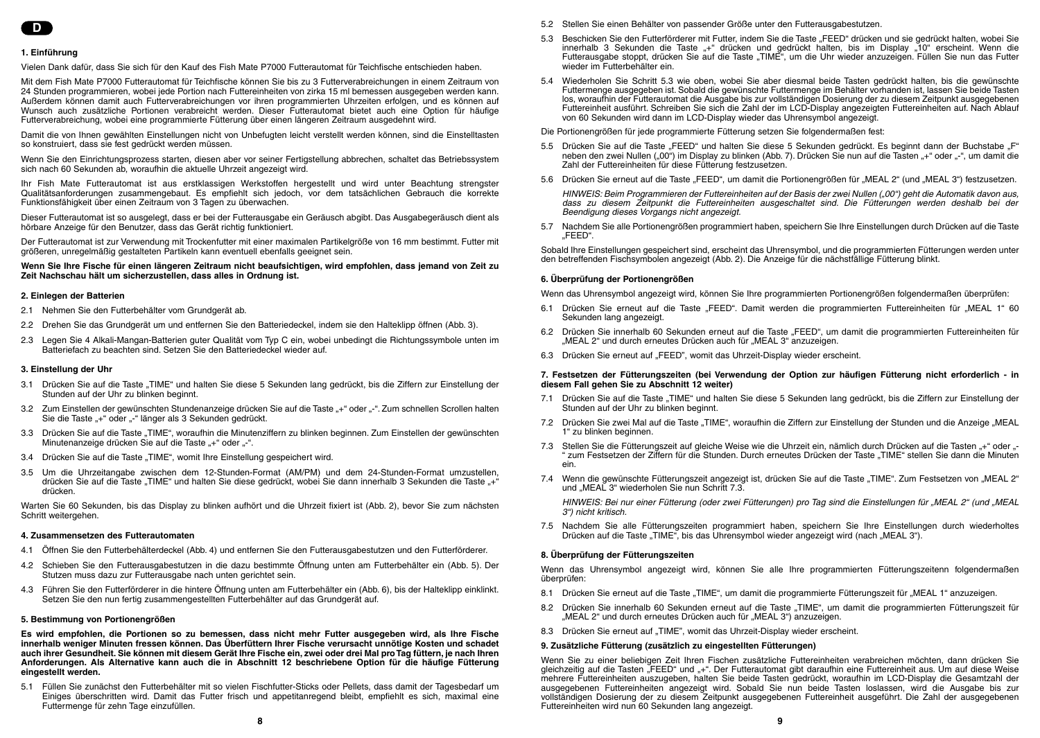D

## 1. Einführung

Vielen Dank dafür, dass Sie sich für den Kauf des Fish Mate P7000 Futterautomat für Teichfische entschieden haben.

Mit dem Fish Mate P7000 Futterautomat für Teichfische können Sie bis zu 3 Futterverabreichungen in einem Zeitraum von 24 Stunden programmieren, wobei jede Portion nach Futtereinheiten von zirka 15 ml bemessen ausgegeben werden kann. Außerdem können damit auch Futterverabreichungen vor ihren programmierten Uhrzeiten erfolgen, und es können auf Wunsch auch zusätzliche Portionen verabreicht werden. Dieser Futterautomat bietet auch eine Option für häufige Futterverabreichung, wobei eine programmierte Fütterung über einen längeren Zeitraum ausgedehnt wird.

Damit die von Ihnen gewählten Einstellungen nicht von Unbefugten leicht verstellt werden können, sind die Einstelltasten so konstruiert, dass sie fest gedrückt werden müssen.

Wenn Sie den Einrichtungsprozess starten, diesen aber vor seiner Fertigstellung abbrechen, schaltet das Betriebssystem sich nach 60 Sekunden ab, woraufhin die aktuelle Uhrzeit angezeigt wird.

Ihr Fish Mate Futterautomat ist aus erstklassigen Werkstoffen hergestellt und wird unter Beachtung strengster Qualitätsanforderungen zusammengebaut. Es empfiehlt sich jedoch, vor dem tatsächlichen Gebrauch die korrekte Funktionsfähigkeit über einen Zeitraum von 3 Tagen zu überwachen.

Dieser Futterautomat ist so ausgelegt, dass er bei der Futterausgabe ein Geräusch abgibt. Das Ausgabegeräusch dient als hörbare Anzeige für den Benutzer, dass das Gerät richtig funktioniert.

Der Futterautomat ist zur Verwendung mit Trockenfutter mit einer maximalen Partikelgröße von 16 mm bestimmt. Futter mit größeren, unregelmäßig gestalteten Partikeln kann eventuell ebenfalls geeignet sein.

**Wenn Sie Ihre Fische für einen längeren Zeitraum nicht beaufsichtigen, wird empfohlen, dass jemand von Zeit zu Zeit Nachschau hält um sicherzustellen, dass alles in Ordnung ist.**

## 2. Einlegen der Batterien

2.1 Nehmen Sie den Futterbehälter vom Grundgerät ab.

2.2 Drehen Sie das Grundgerät um und entfernen Sie den Batteriedeckel, indem sie den Halteklipp öffnen (Abb. 3).

2.3 Legen Sie 4 Alkali-Mangan-Batterien guter Qualität vom Typ C ein, wobei unbedingt die Richtungssymbole unten im Batteriefach zu beachten sind. Setzen Sie den Batteriedeckel wieder auf.

## 3. Einstellung der Uhr

3.1 Drücken Sie auf die Taste „TIME" und halten Sie diese 5 Sekunden lang gedrückt, bis die Ziffern zur Einstellung der Stunden auf der Uhr zu blinken beginnt.

3.2 Zum Einstellen der gewünschten Stundenanzeige drücken Sie auf die Taste „+" oder „-". Zum schnellen Scrollen halten Sie die Taste „+" oder „-" länger als 3 Sekunden gedrückt.

3.3 Drücken Sie auf die Taste „TIME", woraufhin die Minutenziffern zu blinken beginnen. Zum Einstellen der gewünschten Minutenanzeige drücken Sie auf die Taste „+" oder „-".

3.4 Drücken Sie auf die Taste „TIME", womit Ihre Einstellung gespeichert wird.

3.5 Um die Uhrzeitangabe zwischen dem 12-Stunden-Format (AM/PM) und dem 24-Stunden-Format umzustellen, drücken Sie auf die Taste „TIME" und halten Sie diese gedrückt, wobei Sie dann innerhalb 3 Sekunden die Taste „+" drücken.

Warten Sie 60 Sekunden, bis das Display zu blinken aufhört und die Uhrzeit fixiert ist (Abb. 2), bevor Sie zum nächsten Schritt weitergehen.

## 4. Zusammensetzen des Futterautomaten

4.1 Öffnen Sie den Futterbehälterdeckel (Abb. 4) und entfernen Sie den Futterausgabestutzen und den Futterförderer.

4.2 Schieben Sie den Futterausgabestutzen in die dazu bestimmte Öffnung unten am Futterbehälter ein (Abb. 5). Der Stutzen muss dazu zur Futterausgabe nach unten gerichtet sein.

4.3 Führen Sie den Futterförderer in die hintere Öffnung unten am Futterbehälter ein (Abb. 6), bis der Halteklipp einklinkt. Setzen Sie den nun fertig zusammengestellten Futterbehälter auf das Grundgerät auf.

## 5. Bestimmung von Portionengrößen

**Es wird empfohlen, die Portionen so zu bemessen, dass nicht mehr Futter ausgegeben wird, als Ihre Fische innerhalb weniger Minuten fressen können. Das Überfüttern Ihrer Fische verursacht unnötige Kosten und schadet auch ihrer Gesundheit. Sie können mit diesem Gerät Ihre Fische ein, zwei oder drei Mal pro Tag füttern, je nach Ihren Anforderungen. Als Alternative kann auch die in Abschnitt 12 beschriebene Option für die häufige Fütterung eingestellt werden.**

5.1 Füllen Sie zunächst den Futterbehälter mit so vielen Fischfutter-Sticks oder Pellets, dass damit der Tagesbedarf um Einiges überschritten wird. Damit das Futter frisch und appetitanregend bleibt, empfiehlt es sich, maximal eine Futtermenge für zehn Tage einzufüllen.

5.2 Stellen Sie einen Behälter von passender Größe unter den Futterausgabestutzen.

5.3 Beschicken Sie den Futterförderer mit Futter, indem Sie die Taste „FEED" drücken und sie gedrückt halten, wobei Sie innerhalb 3 Sekunden die Taste „+" drücken und gedrückt halten, bis im Display „10" erscheint. Wenn die Futterausgabe stoppt, drücken Sie auf die Taste „TIME", um die Uhr wieder anzuzeigen. Füllen Sie nun das Futter wieder im Futterbehälter ein.

5.4 Wiederholen Sie Schritt 5.3 wie oben, wobei Sie aber diesmal beide Tasten gedrückt halten, bis die gewünschte Futtermenge ausgegeben ist. Sobald die gewünschte Futtermenge im Behälter vorhanden ist, lassen Sie beide Tasten los, woraufhin der Futterautomat die Ausgabe bis zur vollständigen Dosierung der zu diesem Zeitpunkt ausgegebenen Futtereinheit ausführt. Schreiben Sie sich die Zahl der im LCD-Display angezeigten Futtereinheiten auf. Nach Ablauf von 60 Sekunden wird dann im LCD-Display wieder das Uhrensymbol angezeigt.

Die Portionengrößen für jede programmierte Fütterung setzen Sie folgendermaßen fest:

5.5 Drücken Sie auf die Taste „FEED" und halten Sie diese 5 Sekunden gedrückt. Es beginnt dann der Buchstabe „F" neben den zwei Nullen („00") im Display zu blinken (Abb. 7). Drücken Sie nun auf die Tasten „+" oder „-", um damit die Zahl der Futtereinheiten für diese Fütterung festzusetzen.

5.6 Drücken Sie erneut auf die Taste „FEED", um damit die Portionengrößen für „MEAL 2" (und „MEAL 3") festzusetzen.

*HINWEIS: Beim Programmieren der Futtereinheiten auf der Basis der zwei Nullen („00") geht die Automatik davon aus, dass zu diesem Zeitpunkt die Futtereinheiten ausgeschaltet sind. Die Fütterungen werden deshalb bei der Beendigung dieses Vorgangs nicht angezeigt.*

5.7 Nachdem Sie alle Portionengrößen programmiert haben, speichern Sie Ihre Einstellungen durch Drücken auf die Taste „FEED".

Sobald Ihre Einstellungen gespeichert sind, erscheint das Uhrensymbol, und die programmierten Fütterungen werden unter den betreffenden Fischsymbolen angezeigt (Abb. 2). Die Anzeige für die nächstfällige Fütterung blinkt.

## 6. Überprüfung der Portionengrößen

Wenn das Uhrensymbol angezeigt wird, können Sie Ihre programmierten Portionengrößen folgendermaßen überprüfen:

6.1 Drücken Sie erneut auf die Taste „FEED". Damit werden die programmierten Futtereinheiten für „MEAL 1" 60 Sekunden lang angezeigt.

6.2 Drücken Sie innerhalb 60 Sekunden erneut auf die Taste „FEED", um damit die programmierten Futtereinheiten für „MEAL 2" und durch erneutes Drücken auch für „MEAL 3" anzuzeigen.

6.3 Drücken Sie erneut auf „FEED", womit das Uhrzeit-Display wieder erscheint.

## 7. Festsetzen der Fütterungszeiten (bei Verwendung der Option zur häufigen Fütterung nicht erforderlich - in diesem Fall gehen Sie zu Abschnitt 12 weiter)

7.1 Drücken Sie auf die Taste „TIME" und halten Sie diese 5 Sekunden lang gedrückt, bis die Ziffern zur Einstellung der Stunden auf der Uhr zu blinken beginnt.

7.2 Drücken Sie zwei Mal auf die Taste „TIME", woraufhin die Ziffern zur Einstellung der Stunden und die Anzeige „MEAL 1" zu blinken beginnen.

7.3 Stellen Sie die Fütterungszeit auf gleiche Weise wie die Uhrzeit ein, nämlich durch Drücken auf die Tasten „+" oder „-" zum Festsetzen der Ziffern für die Stunden. Durch erneutes Drücken der Taste „TIME" stellen Sie dann die Minuten ein.

7.4 Wenn die gewünschte Fütterungszeit angezeigt ist, drücken Sie auf die Taste „TIME". Zum Festsetzen von „MEAL 2" und „MEAL 3" wiederholen Sie nun Schritt 7.3.

*HINWEIS: Bei nur einer Fütterung (oder zwei Fütterungen) pro Tag sind die Einstellungen für „MEAL 2" (und „MEAL 3") nicht kritisch.*

7.5 Nachdem Sie alle Fütterungszeiten programmiert haben, speichern Sie Ihre Einstellungen durch wiederholtes Drücken auf die Taste „TIME", bis das Uhrensymbol wieder angezeigt wird (nach „MEAL 3").

## 8. Überprüfung der Fütterungszeiten

Wenn das Uhrensymbol angezeigt wird, können Sie alle Ihre programmierten Fütterungszeitenn folgendermaßen überprüfen:

8.1 Drücken Sie erneut auf die Taste „TIME", um damit die programmierte Fütterungszeit für „MEAL 1" anzuzeigen.

8.2 Drücken Sie innerhalb 60 Sekunden erneut auf die Taste „TIME", um damit die programmierten Fütterungszeit für „MEAL 2" und durch erneutes Drücken auch für „MEAL 3") anzuzeigen.

8.3 Drücken Sie erneut auf „TIME", womit das Uhrzeit-Display wieder erscheint.

## 9. Zusätzliche Fütterung (zusätzlich zu eingestellten Fütterungen)

Wenn Sie zu einer beliebigen Zeit Ihren Fischen zusätzliche Futtereinheiten verabreichen möchten, dann drücken Sie gleichzeitig auf die Tasten „FEED" und „+". Der Futterautomat gibt daraufhin eine Futtereinheit aus. Um auf diese Weise mehrere Futtereinheiten auszugeben, halten Sie beide Tasten gedrückt, woraufhin im LCD-Display die Gesamtzahl der ausgegebenen Futtereinheiten angezeigt wird. Sobald Sie nun beide Tasten loslassen, wird die Ausgabe bis zur vollständigen Dosierung der zu diesem Zeitpunkt ausgegebenen Futtereinheit ausgeführt. Die Zahl der ausgegebenen Futtereinheiten wird nun 60 Sekunden lang angezeigt.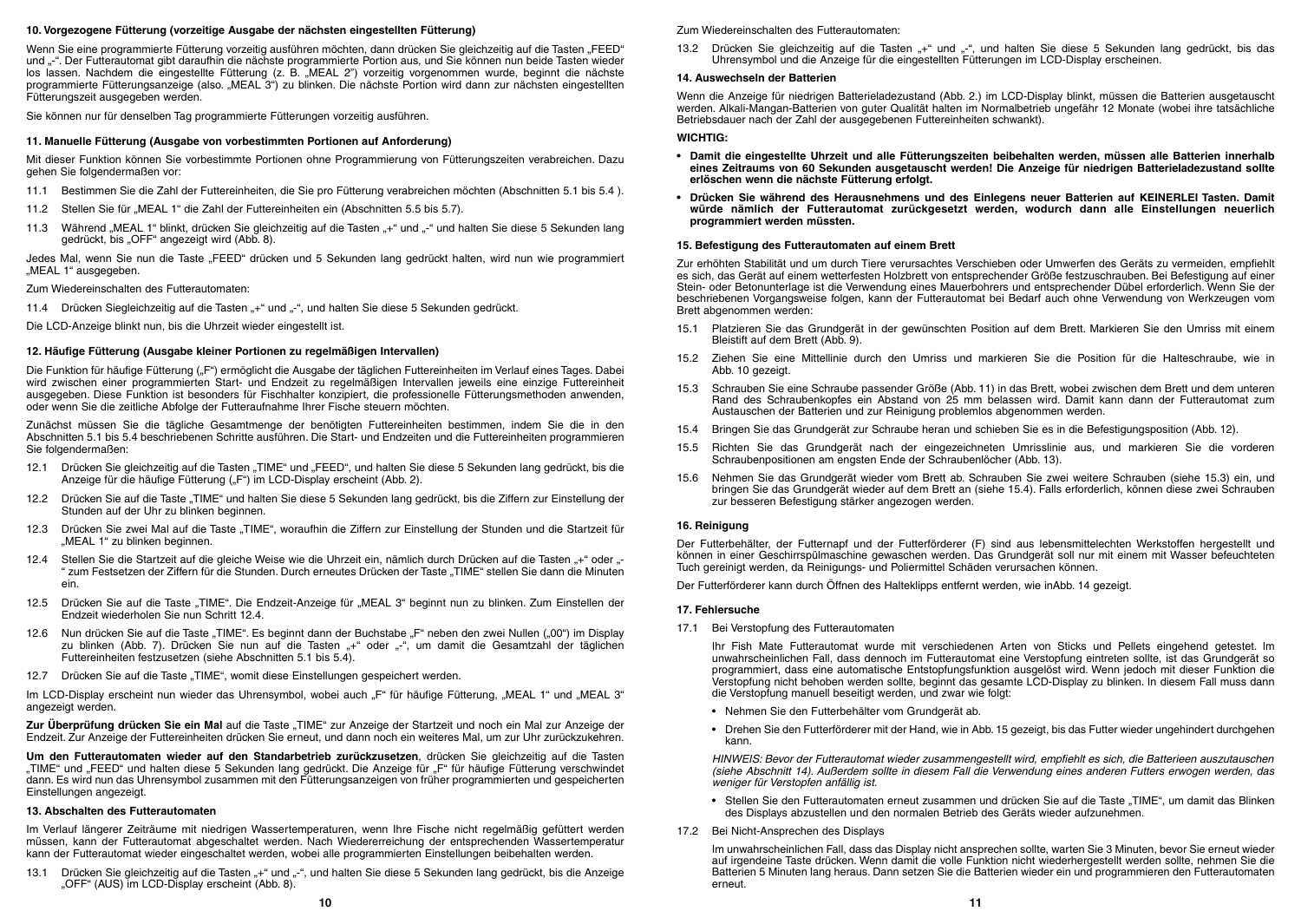## 10. Vorgezogene Fütterung (vorzeitige Ausgabe der nächsten eingestellten Fütterung)

Wenn Sie eine programmierte Fütterung vorzeitig ausführen möchten, dann drücken Sie gleichzeitig auf die Tasten „FEED“ und „-“. Der Futterautomat gibt daraufhin die nächste programmierte Portion aus, und Sie können nun beide Tasten wieder los lassen. Nachdem die eingestellte Fütterung (z. B. „MEAL 2“) vorzeitig vorgenommen wurde, beginnt die nächste programmierte Fütterungsanzeige (also. „MEAL 3“) zu blinken. Die nächste Portion wird dann zur nächsten eingestellten Fütterungszeit ausgegeben werden.

Sie können nur für denselben Tag programmierte Fütterungen vorzeitig ausführen.

## 11. Manuelle Fütterung (Ausgabe von vorbestimmten Portionen auf Anforderung)

Mit dieser Funktion können Sie vorbestimmte Portionen ohne Programmierung von Fütterungszeiten verabreichen. Dazu gehen Sie folgendermaßen vor:

11.1 Bestimmen Sie die Zahl der Futtereinheiten, die Sie pro Fütterung verabreichen möchten (Abschnitten 5.1 bis 5.4 ).

11.2 Stellen Sie für „MEAL 1“ die Zahl der Futtereinheiten ein (Abschnitten 5.5 bis 5.7).

11.3 Während „MEAL 1“ blinkt, drücken Sie gleichzeitig auf die Tasten „+“ und „-“ und halten Sie diese 5 Sekunden lang gedrückt, bis „OFF“ angezeigt wird (Abb. 8).

Jedes Mal, wenn Sie nun die Taste „FEED“ drücken und 5 Sekunden lang gedrückt halten, wird nun wie programmiert „MEAL 1“ ausgegeben.

Zum Wiedereinschalten des Futterautomaten:

11.4 Drücken Siegleichzeitig auf die Tasten „+“ und „-“, und halten Sie diese 5 Sekunden gedrückt.

Die LCD-Anzeige blinkt nun, bis die Uhrzeit wieder eingestellt ist.

## 12. Häufige Fütterung (Ausgabe kleiner Portionen zu regelmäßigen Intervallen)

Die Funktion für häufige Fütterung („F“) ermöglicht die Ausgabe der täglichen Futtereinheiten im Verlauf eines Tages. Dabei wird zwischen einer programmierten Start- und Endzeit zu regelmäßigen Intervallen jeweils eine einzige Futtereinheit ausgegeben. Diese Funktion ist besonders für Fischhalter konzipiert, die professionelle Fütterungsmethoden anwenden, oder wenn Sie die zeitliche Abfolge der Futteraufnahme Ihrer Fische steuern möchten.

Zunächst müssen Sie die tägliche Gesamtmenge der benötigten Futtereinheiten bestimmen, indem Sie die in den Abschnitten 5.1 bis 5.4 beschriebenen Schritte ausführen. Die Start- und Endzeiten und die Futtereinheiten programmieren Sie folgendermaßen:

12.1 Drücken Sie gleichzeitig auf die Tasten „TIME“ und „FEED“, und halten Sie diese 5 Sekunden lang gedrückt, bis die Anzeige für die häufige Fütterung („F“) im LCD-Display erscheint (Abb. 2).

12.2 Drücken Sie auf die Taste „TIME“ und halten Sie diese 5 Sekunden lang gedrückt, bis die Ziffern zur Einstellung der Stunden auf der Uhr zu blinken beginnen.

12.3 Drücken Sie zwei Mal auf die Taste „TIME“, woraufhin die Ziffern zur Einstellung der Stunden und die Startzeit für „MEAL 1“ zu blinken beginnen.

12.4 Stellen Sie die Startzeit auf die gleiche Weise wie die Uhrzeit ein, nämlich durch Drücken auf die Tasten „+“ oder „-“ zum Festsetzen der Ziffern für die Stunden. Durch erneutes Drücken der Taste „TIME“ stellen Sie dann die Minuten ein.

12.5 Drücken Sie auf die Taste „TIME“. Die Endzeit-Anzeige für „MEAL 3“ beginnt nun zu blinken. Zum Einstellen der Endzeit wiederholen Sie nun Schritt 12.4.

12.6 Nun drücken Sie auf die Taste „TIME“. Es beginnt dann der Buchstabe „F“ neben den zwei Nullen („00“) im Display zu blinken (Abb. 7). Drücken Sie nun auf die Tasten „+“ oder „-“, um damit die Gesamtzahl der täglichen Futtereinheiten festzusetzen (siehe Abschnitten 5.1 bis 5.4).

12.7 Drücken Sie auf die Taste „TIME“, womit diese Einstellungen gespeichert werden.

Im LCD-Display erscheint nun wieder das Uhrensymbol, wobei auch „F“ für häufige Fütterung, „MEAL 1“ und „MEAL 3“ angezeigt werden.

**Zur Überprüfung drücken Sie ein Mal** auf die Taste „TIME“ zur Anzeige der Startzeit und noch ein Mal zur Anzeige der Endzeit. Zur Anzeige der Futtereinheiten drücken Sie erneut, und dann noch ein weiteres Mal, um zur Uhr zurückzukehren.

**Um den Futterautomaten wieder auf den Standarbetrieb zurückzusetzen**, drücken Sie gleichzeitig auf die Tasten „TIME“ und „FEED“ und halten diese 5 Sekunden lang gedrückt. Die Anzeige für „F“ für häufige Fütterung verschwindet dann. Es wird nun das Uhrensymbol zusammen mit den Fütterungsanzeigen von früher programmierten und gespeicherten Einstellungen angezeigt.

## 13. Abschalten des Futterautomaten

Im Verlauf längerer Zeiträume mit niedrigen Wassertemperaturen, wenn Ihre Fische nicht regelmäßig gefüttert werden müssen, kann der Futterautomat abgeschaltet werden. Nach Wiedererreichung der entsprechenden Wassertemperatur kann der Futterautomat wieder eingeschaltet werden, wobei alle programmierten Einstellungen beibehalten werden.

13.1 Drücken Sie gleichzeitig auf die Tasten „+“ und „-“, und halten Sie diese 5 Sekunden lang gedrückt, bis die Anzeige „OFF“ (AUS) im LCD-Display erscheint (Abb. 8).

Zum Wiedereinschalten des Futterautomaten:

13.2 Drücken Sie gleichzeitig auf die Tasten „+“ und „-“, und halten Sie diese 5 Sekunden lang gedrückt, bis das Uhrensymbol und die Anzeige für die eingestellten Fütterungen im LCD-Display erscheinen.

## 14. Auswechseln der Batterien

Wenn die Anzeige für niedrigen Batterieladezustand (Abb. 2.) im LCD-Display blinkt, müssen die Batterien ausgetauscht werden. Alkali-Mangan-Batterien von guter Qualität halten im Normalbetrieb ungefähr 12 Monate (wobei ihre tatsächliche Betriebsdauer nach der Zahl der ausgegebenen Futtereinheiten schwankt).

**WICHTIG:**

- **Damit die eingestellte Uhrzeit und alle Fütterungszeiten beibehalten werden, müssen alle Batterien innerhalb eines Zeitraums von 60 Sekunden ausgetauscht werden! Die Anzeige für niedrigen Batterieladezustand sollte erlöschen wenn die nächste Fütterung erfolgt.**
- **Drücken Sie während des Herausnehmens und des Einlegens neuer Batterien auf KEINERLEI Tasten. Damit würde nämlich der Futterautomat zurückgesetzt werden, wodurch dann alle Einstellungen neuerlich programmiert werden müssten.**

## 15. Befestigung des Futterautomaten auf einem Brett

Zur erhöhten Stabilität und um durch Tiere verursachtes Verschieben oder Umwerfen des Geräts zu vermeiden, empfiehlt es sich, das Gerät auf einem wetterfesten Holzbrett von entsprechender Größe festzuschrauben. Bei Befestigung auf einer Stein- oder Betonunterlage ist die Verwendung eines Mauerbohrers und entsprechender Dübel erforderlich. Wenn Sie der beschriebenen Vorgangsweise folgen, kann der Futterautomat bei Bedarf auch ohne Verwendung von Werkzeugen vom Brett abgenommen werden:

15.1 Platzieren Sie das Grundgerät in der gewünschten Position auf dem Brett. Markieren Sie den Umriss mit einem Bleistift auf dem Brett (Abb. 9).

15.2 Ziehen Sie eine Mittellinie durch den Umriss und markieren Sie die Position für die Halteschraube, wie in Abb. 10 gezeigt.

15.3 Schrauben Sie eine Schraube passender Größe (Abb. 11) in das Brett, wobei zwischen dem Brett und dem unteren Rand des Schraubenkopfes ein Abstand von 25 mm belassen wird. Damit kann dann der Futterautomat zum Austauschen der Batterien und zur Reinigung problemlos abgenommen werden.

15.4 Bringen Sie das Grundgerät zur Schraube heran und schieben Sie es in die Befestigungsposition (Abb. 12).

15.5 Richten Sie das Grundgerät nach der eingezeichneten Umrisslinie aus, und markieren Sie die vorderen Schraubenpositionen am engsten Ende der Schraubenlöcher (Abb. 13).

15.6 Nehmen Sie das Grundgerät wieder vom Brett ab. Schrauben Sie zwei weitere Schrauben (siehe 15.3) ein, und bringen Sie das Grundgerät wieder auf dem Brett an (siehe 15.4). Falls erforderlich, können diese zwei Schrauben zur besseren Befestigung stärker angezogen werden.

## 16. Reinigung

Der Futterbehälter, der Futternapf und der Futterförderer (F) sind aus lebensmittelechten Werkstoffen hergestellt und können in einer Geschirrspülmaschine gewaschen werden. Das Grundgerät soll nur mit einem mit Wasser befeuchteten Tuch gereinigt werden, da Reinigungs- und Poliermittel Schäden verursachen können.

Der Futterförderer kann durch Öffnen des Halteklipps entfernt werden, wie inAbb. 14 gezeigt.

## 17. Fehlersuche

17.1 Bei Verstopfung des Futterautomaten

Ihr Fish Mate Futterautomat wurde mit verschiedenen Arten von Sticks und Pellets eingehend getestet. Im unwahrscheinlichen Fall, dass dennoch im Futterautomat eine Verstopfung eintreten sollte, ist das Grundgerät so programmiert, dass eine automatische Entstopfungsfunktion ausgelöst wird. Wenn jedoch mit dieser Funktion die Verstopfung nicht behoben werden sollte, beginnt das gesamte LCD-Display zu blinken. In diesem Fall muss dann die Verstopfung manuell beseitigt werden, und zwar wie folgt:

- Nehmen Sie den Futterbehälter vom Grundgerät ab.
- Drehen Sie den Futterförderer mit der Hand, wie in Abb. 15 gezeigt, bis das Futter wieder ungehindert durchgehen kann.

*HINWEIS: Bevor der Futterautomat wieder zusammengestellt wird, empfiehlt es sich, die Batterieen auszutauschen (siehe Abschnitt 14). Außerdem sollte in diesem Fall die Verwendung eines anderen Futters erwogen werden, das weniger für Verstopfen anfällig ist.*

- Stellen Sie den Futterautomaten erneut zusammen und drücken Sie auf die Taste „TIME“, um damit das Blinken des Displays abzustellen und den normalen Betrieb des Geräts wieder aufzunehmen.

17.2 Bei Nicht-Ansprechen des Displays

Im unwahrscheinlichen Fall, dass das Display nicht ansprechen sollte, warten Sie 3 Minuten, bevor Sie erneut wieder auf irgendeine Taste drücken. Wenn damit die volle Funktion nicht wiederhergestellt werden sollte, nehmen Sie die Batterien 5 Minuten lang heraus. Dann setzen Sie die Batterien wieder ein und programmieren den Futterautomaten erneut.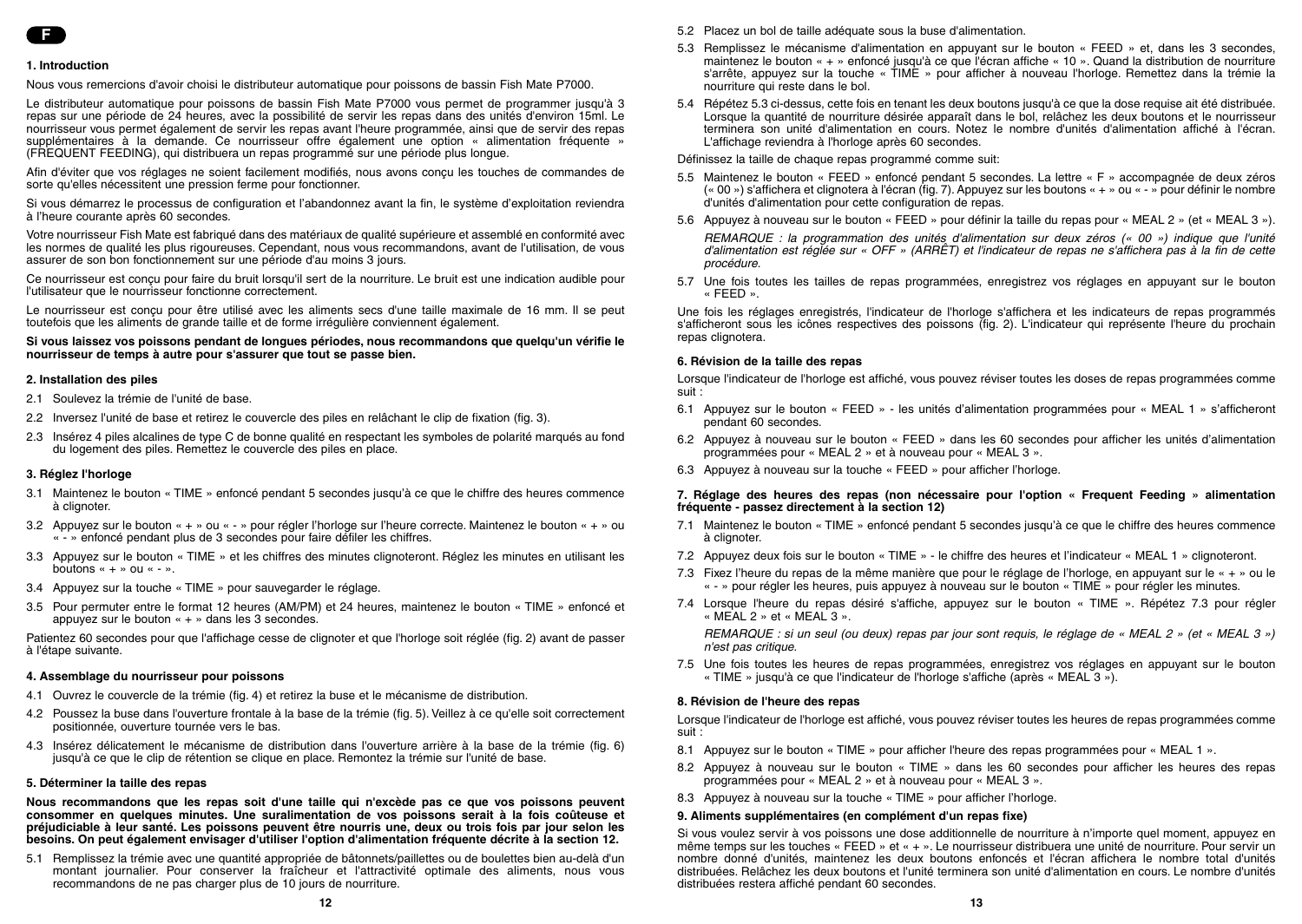F

## 1. Introduction

Nous vous remercions d'avoir choisi le distributeur automatique pour poissons de bassin Fish Mate P7000.

Le distributeur automatique pour poissons de bassin Fish Mate P7000 vous permet de programmer jusqu'à 3 repas sur une période de 24 heures, avec la possibilité de servir les repas dans des unités d'environ 15ml. Le nourrisseur vous permet également de servir les repas avant l'heure programmée, ainsi que de servir des repas supplémentaires à la demande. Ce nourrisseur offre également une option « alimentation fréquente » (FREQUENT FEEDING), qui distribuera un repas programmé sur une période plus longue.

Afin d'éviter que vos réglages ne soient facilement modifiés, nous avons conçu les touches de commandes de sorte qu'elles nécessitent une pression ferme pour fonctionner.

Si vous démarrez le processus de configuration et l'abandonnez avant la fin, le système d'exploitation reviendra à l'heure courante après 60 secondes.

Votre nourrisseur Fish Mate est fabriqué dans des matériaux de qualité supérieure et assemblé en conformité avec les normes de qualité les plus rigoureuses. Cependant, nous vous recommandons, avant de l'utilisation, de vous assurer de son bon fonctionnement sur une période d'au moins 3 jours.

Ce nourrisseur est conçu pour faire du bruit lorsqu'il sert de la nourriture. Le bruit est une indication audible pour l'utilisateur que le nourrisseur fonctionne correctement.

Le nourrisseur est conçu pour être utilisé avec les aliments secs d'une taille maximale de 16 mm. Il se peut toutefois que les aliments de grande taille et de forme irrégulière conviennent également.

**Si vous laissez vos poissons pendant de longues périodes, nous recommandons que quelqu'un vérifie le nourrisseur de temps à autre pour s'assurer que tout se passe bien.**

## 2. Installation des piles

2.1 Soulevez la trémie de l'unité de base.

2.2 Inversez l'unité de base et retirez le couvercle des piles en relâchant le clip de fixation (fig. 3).

2.3 Insérez 4 piles alcalines de type C de bonne qualité en respectant les symboles de polarité marqués au fond du logement des piles. Remettez le couvercle des piles en place.

## 3. Réglez l'horloge

3.1 Maintenez le bouton « TIME » enfoncé pendant 5 secondes jusqu'à ce que le chiffre des heures commence à clignoter.

3.2 Appuyez sur le bouton « + » ou « - » pour régler l'horloge sur l'heure correcte. Maintenez le bouton « + » ou « - » enfoncé pendant plus de 3 secondes pour faire défiler les chiffres.

3.3 Appuyez sur le bouton « TIME » et les chiffres des minutes clignoteront. Réglez les minutes en utilisant les boutons « + » ou « - ».

3.4 Appuyez sur la touche « TIME » pour sauvegarder le réglage.

3.5 Pour permuter entre le format 12 heures (AM/PM) et 24 heures, maintenez le bouton « TIME » enfoncé et appuyez sur le bouton « + » dans les 3 secondes.

Patientez 60 secondes pour que l'affichage cesse de clignoter et que l'horloge soit réglée (fig. 2) avant de passer à l'étape suivante.

## 4. Assemblage du nourrisseur pour poissons

4.1 Ouvrez le couvercle de la trémie (fig. 4) et retirez la buse et le mécanisme de distribution.

4.2 Poussez la buse dans l'ouverture frontale à la base de la trémie (fig. 5). Veillez à ce qu'elle soit correctement positionnée, ouverture tournée vers le bas.

4.3 Insérez délicatement le mécanisme de distribution dans l'ouverture arrière à la base de la trémie (fig. 6) jusqu'à ce que le clip de rétention se clique en place. Remontez la trémie sur l'unité de base.

## 5. Déterminer la taille des repas

**Nous recommandons que les repas soit d'une taille qui n'excède pas ce que vos poissons peuvent consommer en quelques minutes. Une suralimentation de vos poissons serait à la fois coûteuse et préjudiciable à leur santé. Les poissons peuvent être nourris une, deux ou trois fois par jour selon les besoins. On peut également envisager d'utiliser l'option d'alimentation fréquente décrite à la section 12.**

5.1 Remplissez la trémie avec une quantité appropriée de bâtonnets/paillettes ou de boulettes bien au-delà d'un montant journalier. Pour conserver la fraîcheur et l'attractivité optimale des aliments, nous vous recommandons de ne pas charger plus de 10 jours de nourriture.

5.2 Placez un bol de taille adéquate sous la buse d'alimentation.

5.3 Remplissez le mécanisme d'alimentation en appuyant sur le bouton « FEED » et, dans les 3 secondes, maintenez le bouton « + » enfoncé jusqu'à ce que l'écran affiche « 10 ». Quand la distribution de nourriture s'arrête, appuyez sur la touche « TIME » pour afficher à nouveau l'horloge. Remettez dans la trémie la nourriture qui reste dans le bol.

5.4 Répétez 5.3 ci-dessus, cette fois en tenant les deux boutons jusqu'à ce que la dose requise ait été distribuée. Lorsque la quantité de nourriture désirée apparaît dans le bol, relâchez les deux boutons et le nourrisseur terminera son unité d'alimentation en cours. Notez le nombre d'unités d'alimentation affiché à l'écran. L'affichage reviendra à l'horloge après 60 secondes.

Définissez la taille de chaque repas programmé comme suit :

5.5 Maintenez le bouton « FEED » enfoncé pendant 5 secondes. La lettre « F » accompagnée de deux zéros (« 00 ») s'affichera et clignotera à l'écran (fig. 7). Appuyez sur les boutons « + » ou « - » pour définir le nombre d'unités d'alimentation pour cette configuration de repas.

5.6 Appuyez à nouveau sur le bouton « FEED » pour définir la taille du repas pour « MEAL 2 » (et « MEAL 3 »).

*REMARQUE : la programmation des unités d'alimentation sur deux zéros (« 00 ») indique que l'unité d'alimentation est réglée sur « OFF » (ARRÊT) et l'indicateur de repas ne s'affichera pas à la fin de cette procédure.*

5.7 Une fois toutes les tailles de repas programmées, enregistrez vos réglages en appuyant sur le bouton « FEED ».

Une fois les réglages enregistrés, l'indicateur de l'horloge s'affichera et les indicateurs de repas programmés s'afficheront sous les icônes respectives des poissons (fig. 2). L'indicateur qui représente l'heure du prochain repas clignotera.

## 6. Révision de la taille des repas

Lorsque l'indicateur de l'horloge est affiché, vous pouvez réviser toutes les doses de repas programmées comme suit :

6.1 Appuyez sur le bouton « FEED » - les unités d'alimentation programmées pour « MEAL 1 » s'afficheront pendant 60 secondes.

6.2 Appuyez à nouveau sur le bouton « FEED » dans les 60 secondes pour afficher les unités d'alimentation programmées pour « MEAL 2 » et à nouveau pour « MEAL 3 ».

6.3 Appuyez à nouveau sur la touche « FEED » pour afficher l'horloge.

## 7. Réglage des heures des repas (non nécessaire pour l'option « Frequent Feeding » alimentation fréquente - passez directement à la section 12)

7.1 Maintenez le bouton « TIME » enfoncé pendant 5 secondes jusqu'à ce que le chiffre des heures commence à clignoter.

7.2 Appuyez deux fois sur le bouton « TIME » - le chiffre des heures et l'indicateur « MEAL 1 » clignoteront.

7.3 Fixez l'heure du repas de la même manière que pour le réglage de l'horloge, en appuyant sur le « + » ou le « - » pour régler les heures, puis appuyez à nouveau sur le bouton « TIME » pour régler les minutes.

7.4 Lorsque l'heure du repas désiré s'affiche, appuyez sur le bouton « TIME ». Répétez 7.3 pour régler « MEAL 2 » et « MEAL 3 ».

*REMARQUE : si un seul (ou deux) repas par jour sont requis, le réglage de « MEAL 2 » (et « MEAL 3 ») n'est pas critique.*

7.5 Une fois toutes les heures de repas programmées, enregistrez vos réglages en appuyant sur le bouton « TIME » jusqu'à ce que l'indicateur de l'horloge s'affiche (après « MEAL 3 »).

## 8. Révision de l'heure des repas

Lorsque l'indicateur de l'horloge est affiché, vous pouvez réviser toutes les heures de repas programmées comme suit :

8.1 Appuyez sur le bouton « TIME » pour afficher l'heure des repas programmées pour « MEAL 1 ».

8.2 Appuyez à nouveau sur le bouton « TIME » dans les 60 secondes pour afficher les heures des repas programmées pour « MEAL 2 » et à nouveau pour « MEAL 3 ».

8.3 Appuyez à nouveau sur la touche « TIME » pour afficher l'horloge.

## 9. Aliments supplémentaires (en complément d'un repas fixe)

Si vous voulez servir à vos poissons une dose additionnelle de nourriture à n'importe quel moment, appuyez en même temps sur les touches « FEED » et « + ». Le nourrisseur distribuera une unité de nourriture. Pour servir un nombre donné d'unités, maintenez les deux boutons enfoncés et l'écran affichera le nombre total d'unités distribuées. Relâchez les deux boutons et l'unité terminera son unité d'alimentation en cours. Le nombre d'unités distribuées restera affiché pendant 60 secondes.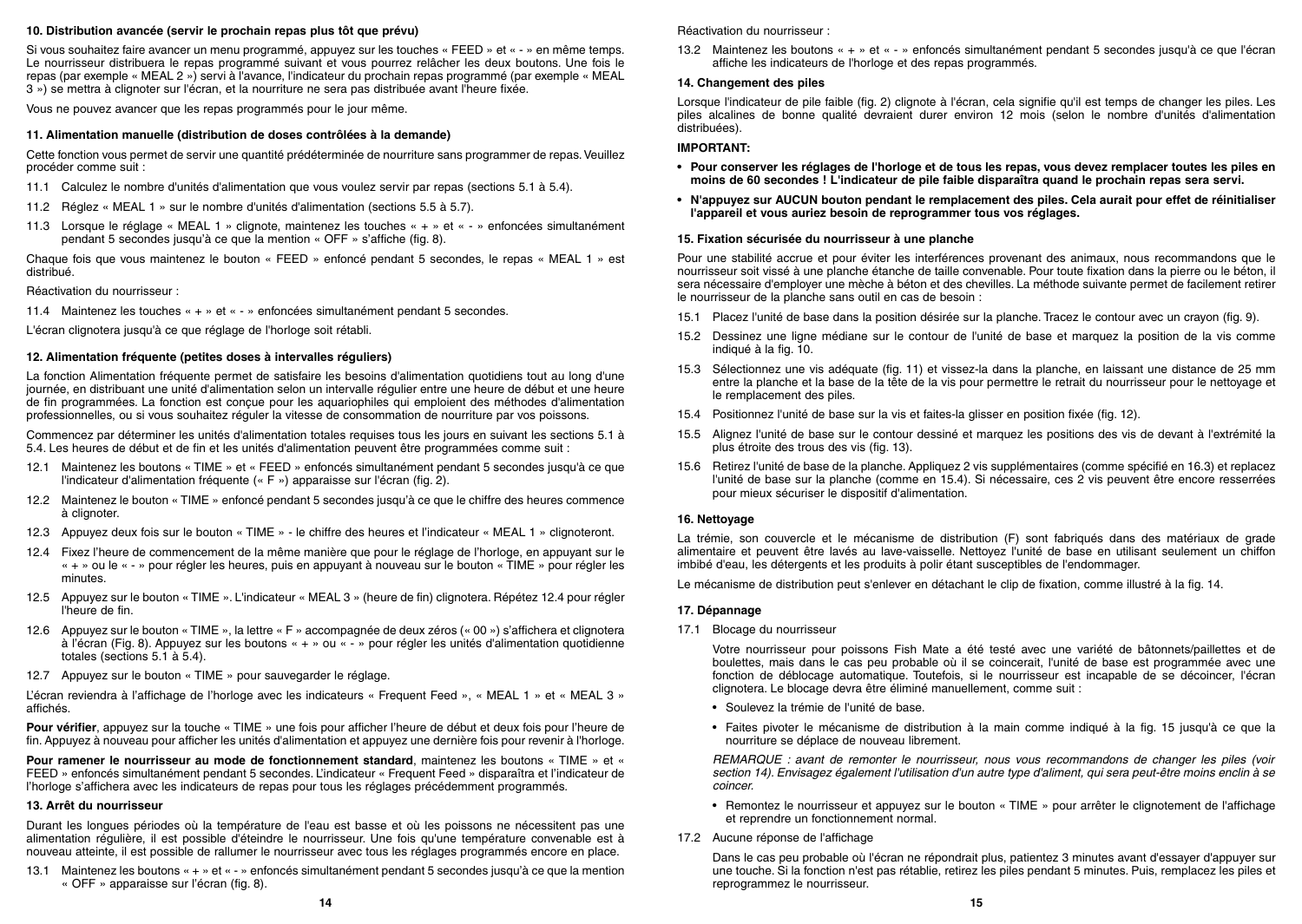### 10. Distribution avancée (servir le prochain repas plus tôt que prévu)

Si vous souhaitez faire avancer un menu programmé, appuyez sur les touches « FEED » et « - » en même temps. Le nourrisseur distribuera le repas programmé suivant et vous pourrez relâcher les deux boutons. Une fois le repas (par exemple « MEAL 2 ») servi à l'avance, l'indicateur du prochain repas programmé (par exemple « MEAL 3 ») se mettra à clignoter sur l'écran, et la nourriture ne sera pas distribuée avant l'heure fixée.

Vous ne pouvez avancer que les repas programmés pour le jour même.

### 11. Alimentation manuelle (distribution de doses contrôlées à la demande)

Cette fonction vous permet de servir une quantité prédéterminée de nourriture sans programmer de repas. Veuillez procéder comme suit :

11.1 Calculez le nombre d'unités d'alimentation que vous voulez servir par repas (sections 5.1 à 5.4).

11.2 Réglez « MEAL 1 » sur le nombre d'unités d'alimentation (sections 5.5 à 5.7).

11.3 Lorsque le réglage « MEAL 1 » clignote, maintenez les touches « + » et « - » enfoncées simultanément pendant 5 secondes jusqu'à ce que la mention « OFF » s'affiche (fig. 8).

Chaque fois que vous maintenez le bouton « FEED » enfoncé pendant 5 secondes, le repas « MEAL 1 » est distribué.

Réactivation du nourrisseur :

11.4 Maintenez les touches « + » et « - » enfoncées simultanément pendant 5 secondes.

L'écran clignotera jusqu'à ce que réglage de l'horloge soit rétabli.

### 12. Alimentation fréquente (petites doses à intervalles réguliers)

La fonction Alimentation fréquente permet de satisfaire les besoins d'alimentation quotidiens tout au long d'une journée, en distribuant une unité d'alimentation selon un intervalle régulier entre une heure de début et une heure de fin programmées. La fonction est conçue pour les aquariophiles qui emploient des méthodes d'alimentation professionnelles, ou si vous souhaitez réguler la vitesse de consommation de nourriture par vos poissons.

Commencez par déterminer les unités d'alimentation totales requises tous les jours en suivant les sections 5.1 à 5.4. Les heures de début et de fin et les unités d'alimentation peuvent être programmées comme suit :

12.1 Maintenez les boutons « TIME » et « FEED » enfoncés simultanément pendant 5 secondes jusqu'à ce que l'indicateur d'alimentation fréquente (« F ») apparaisse sur l'écran (fig. 2).

12.2 Maintenez le bouton « TIME » enfoncé pendant 5 secondes jusqu'à ce que le chiffre des heures commence à clignoter.

12.3 Appuyez deux fois sur le bouton « TIME » - le chiffre des heures et l'indicateur « MEAL 1 » clignoteront.

12.4 Fixez l'heure de commencement de la même manière que pour le réglage de l'horloge, en appuyant sur le « + » ou le « - » pour régler les heures, puis en appuyant à nouveau sur le bouton « TIME » pour régler les minutes.

12.5 Appuyez sur le bouton « TIME ». L'indicateur « MEAL 3 » (heure de fin) clignotera. Répétez 12.4 pour régler l'heure de fin.

12.6 Appuyez sur le bouton « TIME », la lettre « F » accompagnée de deux zéros (« 00 ») s'affichera et clignotera à l'écran (Fig. 8). Appuyez sur les boutons « + » ou « - » pour régler les unités d'alimentation quotidienne totales (sections 5.1 à 5.4).

12.7 Appuyez sur le bouton « TIME » pour sauvegarder le réglage.

L'écran reviendra à l'affichage de l'horloge avec les indicateurs « Frequent Feed », « MEAL 1 » et « MEAL 3 » affichés.

**Pour vérifier**, appuyez sur la touche « TIME » une fois pour afficher l'heure de début et deux fois pour l'heure de fin. Appuyez à nouveau pour afficher les unités d'alimentation et appuyez une dernière fois pour revenir à l'horloge.

**Pour ramener le nourrisseur au mode de fonctionnement standard**, maintenez les boutons « TIME » et « FEED » enfoncés simultanément pendant 5 secondes. L'indicateur « Frequent Feed » disparaîtra et l'indicateur de l'horloge s'affichera avec les indicateurs de repas pour tous les réglages précédemment programmés.

### 13. Arrêt du nourrisseur

Durant les longues périodes où la température de l'eau est basse et où les poissons ne nécessitent pas une alimentation régulière, il est possible d'éteindre le nourrisseur. Une fois qu'une température convenable est à nouveau atteinte, il est possible de rallumer le nourrisseur avec tous les réglages programmés encore en place.

13.1 Maintenez les boutons « + » et « - » enfoncés simultanément pendant 5 secondes jusqu'à ce que la mention « OFF » apparaisse sur l'écran (fig. 8).

Réactivation du nourrisseur :

13.2 Maintenez les boutons « + » et « - » enfoncés simultanément pendant 5 secondes jusqu'à ce que l'écran affiche les indicateurs de l'horloge et des repas programmés.

### 14. Changement des piles

Lorsque l'indicateur de pile faible (fig. 2) clignote à l'écran, cela signifie qu'il est temps de changer les piles. Les piles alcalines de bonne qualité devraient durer environ 12 mois (selon le nombre d'unités d'alimentation distribuées).

**IMPORTANT:**

- **Pour conserver les réglages de l'horloge et de tous les repas, vous devez remplacer toutes les piles en moins de 60 secondes ! L'indicateur de pile faible disparaîtra quand le prochain repas sera servi.**
- **N'appuyez sur AUCUN bouton pendant le remplacement des piles. Cela aurait pour effet de réinitialiser l'appareil et vous auriez besoin de reprogrammer tous vos réglages.**

### 15. Fixation sécurisée du nourrisseur à une planche

Pour une stabilité accrue et pour éviter les interférences provenant des animaux, nous recommandons que le nourrisseur soit vissé à une planche étanche de taille convenable. Pour toute fixation dans la pierre ou le béton, il sera nécessaire d'employer une mèche à béton et des chevilles. La méthode suivante permet de facilement retirer le nourrisseur de la planche sans outil en cas de besoin :

15.1 Placez l'unité de base dans la position désirée sur la planche. Tracez le contour avec un crayon (fig. 9).

15.2 Dessinez une ligne médiane sur le contour de l'unité de base et marquez la position de la vis comme indiqué à la fig. 10.

15.3 Sélectionnez une vis adéquate (fig. 11) et vissez-la dans la planche, en laissant une distance de 25 mm entre la planche et la base de la tête de la vis pour permettre le retrait du nourrisseur pour le nettoyage et le remplacement des piles.

15.4 Positionnez l'unité de base sur la vis et faites-la glisser en position fixée (fig. 12).

15.5 Alignez l'unité de base sur le contour dessiné et marquez les positions des vis de devant à l'extrémité la plus étroite des trous des vis (fig. 13).

15.6 Retirez l'unité de base de la planche. Appliquez 2 vis supplémentaires (comme spécifié en 16.3) et replacez l'unité de base sur la planche (comme en 15.4). Si nécessaire, ces 2 vis peuvent être encore resserrées pour mieux sécuriser le dispositif d'alimentation.

### 16. Nettoyage

La trémie, son couvercle et le mécanisme de distribution (F) sont fabriqués dans des matériaux de grade alimentaire et peuvent être lavés au lave-vaisselle. Nettoyez l'unité de base en utilisant seulement un chiffon imbibé d'eau, les détergents et les produits à polir étant susceptibles de l'endommager.

Le mécanisme de distribution peut s'enlever en détachant le clip de fixation, comme illustré à la fig. 14.

### 17. Dépannage

17.1 Blocage du nourrisseur

Votre nourrisseur pour poissons Fish Mate a été testé avec une variété de bâtonnets/paillettes et de boulettes, mais dans le cas peu probable où il se coincerait, l'unité de base est programmée avec une fonction de déblocage automatique. Toutefois, si le nourrisseur est incapable de se décoincer, l'écran clignotera. Le blocage devra être éliminé manuellement, comme suit :

- Soulevez la trémie de l'unité de base.
- Faites pivoter le mécanisme de distribution à la main comme indiqué à la fig. 15 jusqu'à ce que la nourriture se déplace de nouveau librement.

*REMARQUE : avant de remonter le nourrisseur, nous vous recommandons de changer les piles (voir section 14). Envisagez également l'utilisation d'un autre type d'aliment, qui sera peut-être moins enclin à se coincer.*

- Remontez le nourrisseur et appuyez sur le bouton « TIME » pour arrêter le clignotement de l'affichage et reprendre un fonctionnement normal.

17.2 Aucune réponse de l'affichage

Dans le cas peu probable où l'écran ne répondrait plus, patientez 3 minutes avant d'essayer d'appuyer sur une touche. Si la fonction n'est pas rétablie, retirez les piles pendant 5 minutes. Puis, remplacez les piles et reprogrammez le nourrisseur.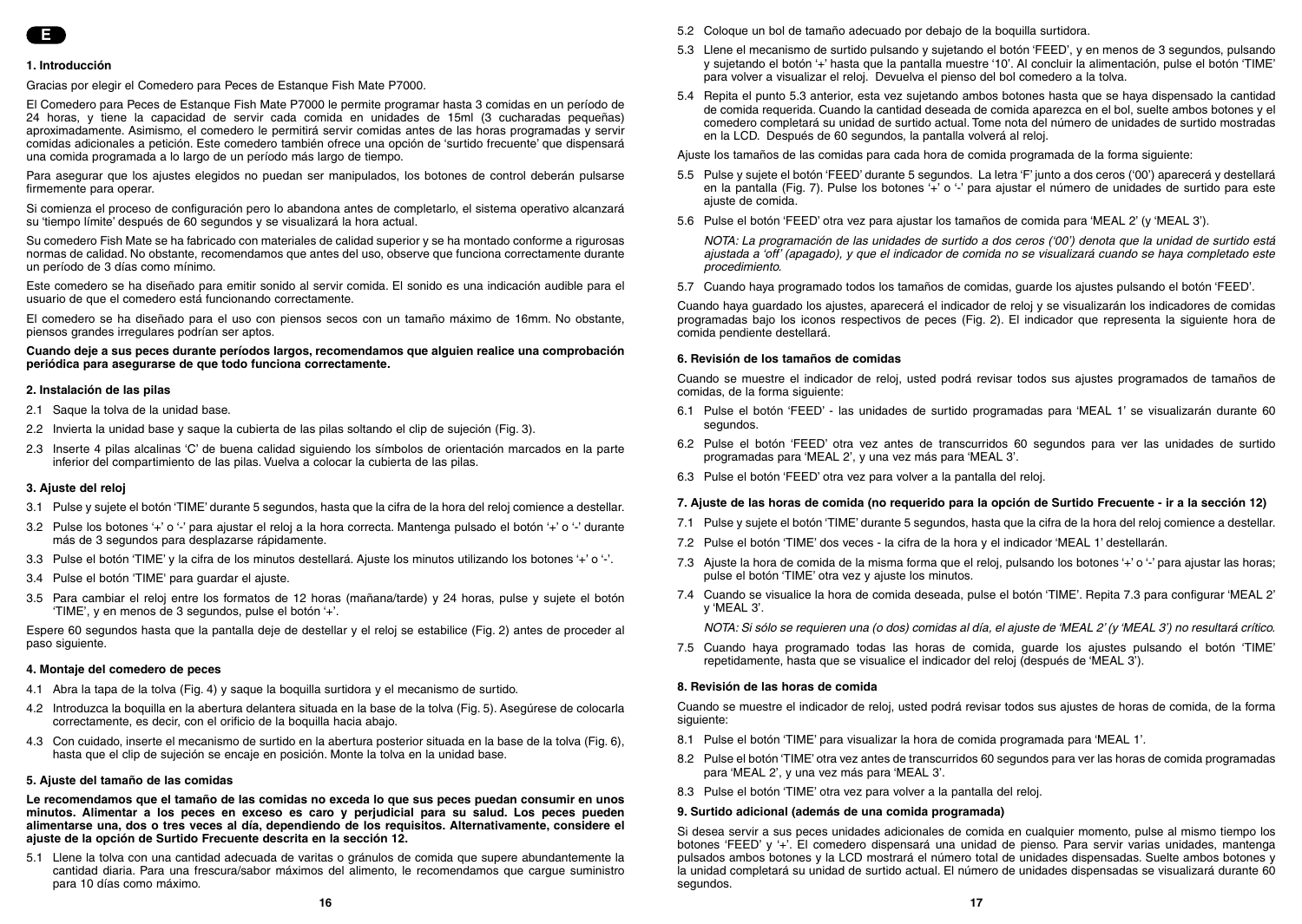E

## 1. Introducción

Gracias por elegir el Comedero para Peces de Estanque Fish Mate P7000.

El Comedero para Peces de Estanque Fish Mate P7000 le permite programar hasta 3 comidas en un período de 24 horas, y tiene la capacidad de servir cada comida en unidades de 15ml (3 cucharadas pequeñas) aproximadamente. Asimismo, el comedero le permitirá servir comidas antes de las horas programadas y servir comidas adicionales a petición. Este comedero también ofrece una opción de 'surtido frecuente' que dispensará una comida programada a lo largo de un período más largo de tiempo.

Para asegurar que los ajustes elegidos no puedan ser manipulados, los botones de control deberán pulsarse firmemente para operar.

Si comienza el proceso de configuración pero lo abandona antes de completarlo, el sistema operativo alcanzará su 'tiempo límite' después de 60 segundos y se visualizará la hora actual.

Su comedero Fish Mate se ha fabricado con materiales de calidad superior y se ha montado conforme a rigurosas normas de calidad. No obstante, recomendamos que antes del uso, observe que funciona correctamente durante un período de 3 días como mínimo.

Este comedero se ha diseñado para emitir sonido al servir comida. El sonido es una indicación audible para el usuario de que el comedero está funcionando correctamente.

El comedero se ha diseñado para el uso con piensos secos con un tamaño máximo de 16mm. No obstante, piensos grandes irregulares podrían ser aptos.

**Cuando deje a sus peces durante períodos largos, recomendamos que alguien realice una comprobación periódica para asegurarse de que todo funciona correctamente.**

## 2. Instalación de las pilas

2.1 Saque la tolva de la unidad base.

2.2 Invierta la unidad base y saque la cubierta de las pilas soltando el clip de sujeción (Fig. 3).

2.3 Inserte 4 pilas alcalinas 'C' de buena calidad siguiendo los símbolos de orientación marcados en la parte inferior del compartimiento de las pilas. Vuelva a colocar la cubierta de las pilas.

## 3. Ajuste del reloj

3.1 Pulse y sujete el botón 'TIME' durante 5 segundos, hasta que la cifra de la hora del reloj comience a destellar.

3.2 Pulse los botones '+' o '-' para ajustar el reloj a la hora correcta. Mantenga pulsado el botón '+' o '-' durante más de 3 segundos para desplazarse rápidamente.

3.3 Pulse el botón 'TIME' y la cifra de los minutos destellará. Ajuste los minutos utilizando los botones '+' o '-'.

3.4 Pulse el botón 'TIME' para guardar el ajuste.

3.5 Para cambiar el reloj entre los formatos de 12 horas (mañana/tarde) y 24 horas, pulse y sujete el botón 'TIME', y en menos de 3 segundos, pulse el botón '+'.

Espere 60 segundos hasta que la pantalla deje de destellar y el reloj se estabilice (Fig. 2) antes de proceder al paso siguiente.

## 4. Montaje del comedero de peces

4.1 Abra la tapa de la tolva (Fig. 4) y saque la boquilla surtidora y el mecanismo de surtido.

4.2 Introduzca la boquilla en la abertura delantera situada en la base de la tolva (Fig. 5). Asegúrese de colocarla correctamente, es decir, con el orificio de la boquilla hacia abajo.

4.3 Con cuidado, inserte el mecanismo de surtido en la abertura posterior situada en la base de la tolva (Fig. 6), hasta que el clip de sujeción se encaje en posición. Monte la tolva en la unidad base.

## 5. Ajuste del tamaño de las comidas

**Le recomendamos que el tamaño de las comidas no exceda lo que sus peces puedan consumir en unos minutos. Alimentar a los peces en exceso es caro y perjudicial para su salud. Los peces pueden alimentarse una, dos o tres veces al día, dependiendo de los requisitos. Alternativamente, considere el ajuste de la opción de Surtido Frecuente descrita en la sección 12.**

5.1 Llene la tolva con una cantidad adecuada de varitas o gránulos de comida que supere abundantemente la cantidad diaria. Para una frescura/sabor máximos del alimento, le recomendamos que cargue suministro para 10 días como máximo.

5.2 Coloque un bol de tamaño adecuado por debajo de la boquilla surtidora.

5.3 Llene el mecanismo de surtido pulsando y sujetando el botón 'FEED', y en menos de 3 segundos, pulsando y sujetando el botón '+' hasta que la pantalla muestre '10'. Al concluir la alimentación, pulse el botón 'TIME' para volver a visualizar el reloj. Devuelva el pienso del bol comedero a la tolva.

5.4 Repita el punto 5.3 anterior, esta vez sujetando ambos botones hasta que se haya dispensado la cantidad de comida requerida. Cuando la cantidad deseada de comida aparezca en el bol, suelte ambos botones y el comedero completará su unidad de surtido actual. Tome nota del número de unidades de surtido mostradas en la LCD. Después de 60 segundos, la pantalla volverá al reloj.

Ajuste los tamaños de las comidas para cada hora de comida programada de la forma siguiente:

5.5 Pulse y sujete el botón 'FEED' durante 5 segundos. La letra 'F' junto a dos ceros ('00') aparecerá y destellará en la pantalla (Fig. 7). Pulse los botones '+' o '-' para ajustar el número de unidades de surtido para este ajuste de comida.

5.6 Pulse el botón 'FEED' otra vez para ajustar los tamaños de comida para 'MEAL 2' (y 'MEAL 3').

*NOTA: La programación de las unidades de surtido a dos ceros ('00') denota que la unidad de surtido está ajustada a 'off' (apagado), y que el indicador de comida no se visualizará cuando se haya completado este procedimiento.*

5.7 Cuando haya programado todos los tamaños de comidas, guarde los ajustes pulsando el botón 'FEED'.

Cuando haya guardado los ajustes, aparecerá el indicador de reloj y se visualizarán los indicadores de comidas programadas bajo los iconos respectivos de peces (Fig. 2). El indicador que representa la siguiente hora de comida pendiente destellará.

## 6. Revisión de los tamaños de comidas

Cuando se muestre el indicador de reloj, usted podrá revisar todos sus ajustes programados de tamaños de comidas, de la forma siguiente:

6.1 Pulse el botón 'FEED' - las unidades de surtido programadas para 'MEAL 1' se visualizarán durante 60 segundos.

6.2 Pulse el botón 'FEED' otra vez antes de transcurridos 60 segundos para ver las unidades de surtido programadas para 'MEAL 2', y una vez más para 'MEAL 3'.

6.3 Pulse el botón 'FEED' otra vez para volver a la pantalla del reloj.

## 7. Ajuste de las horas de comida (no requerido para la opción de Surtido Frecuente - ir a la sección 12)

7.1 Pulse y sujete el botón 'TIME' durante 5 segundos, hasta que la cifra de la hora del reloj comience a destellar.

7.2 Pulse el botón 'TIME' dos veces - la cifra de la hora y el indicador 'MEAL 1' destellarán.

7.3 Ajuste la hora de comida de la misma forma que el reloj, pulsando los botones '+' o '-' para ajustar las horas; pulse el botón 'TIME' otra vez y ajuste los minutos.

7.4 Cuando se visualice la hora de comida deseada, pulse el botón 'TIME'. Repita 7.3 para configurar 'MEAL 2' y 'MEAL 3'.

*NOTA: Si sólo se requieren una (o dos) comidas al día, el ajuste de 'MEAL 2' (y 'MEAL 3') no resultará crítico.*

7.5 Cuando haya programado todas las horas de comida, guarde los ajustes pulsando el botón 'TIME' repetidamente, hasta que se visualice el indicador del reloj (después de 'MEAL 3').

## 8. Revisión de las horas de comida

Cuando se muestre el indicador de reloj, usted podrá revisar todos sus ajustes de horas de comida, de la forma siguiente:

8.1 Pulse el botón 'TIME' para visualizar la hora de comida programada para 'MEAL 1'.

8.2 Pulse el botón 'TIME' otra vez antes de transcurridos 60 segundos para ver las horas de comida programadas para 'MEAL 2', y una vez más para 'MEAL 3'.

8.3 Pulse el botón 'TIME' otra vez para volver a la pantalla del reloj.

## 9. Surtido adicional (además de una comida programada)

Si desea servir a sus peces unidades adicionales de comida en cualquier momento, pulse al mismo tiempo los botones 'FEED' y '+'. El comedero dispensará una unidad de pienso. Para servir varias unidades, mantenga pulsados ambos botones y la LCD mostrará el número total de unidades dispensadas. Suelte ambos botones y la unidad completará su unidad de surtido actual. El número de unidades dispensadas se visualizará durante 60 segundos.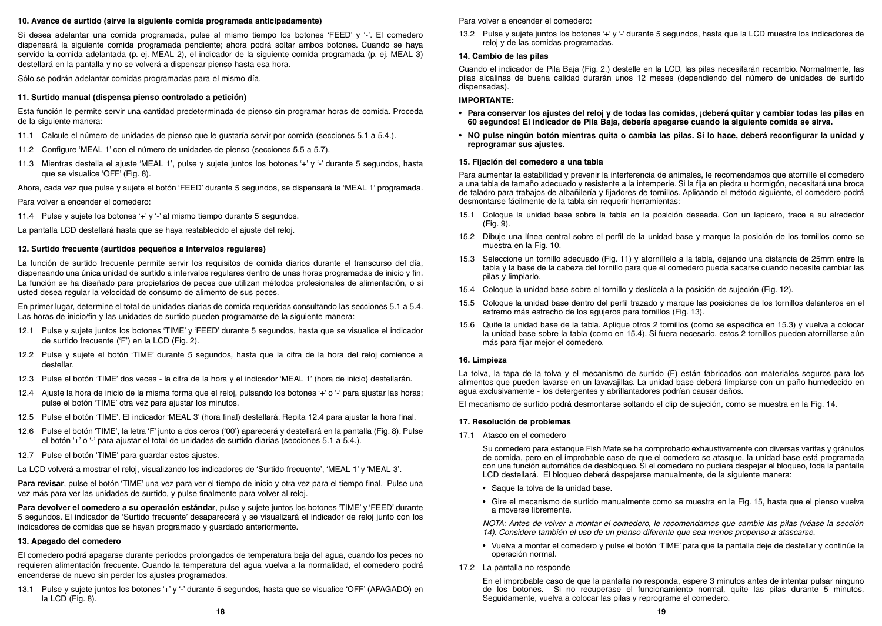### 10. Avance de surtido (sirve la siguiente comida programada anticipadamente)

Si desea adelantar una comida programada, pulse al mismo tiempo los botones 'FEED' y '-'. El comedero dispensará la siguiente comida programada pendiente; ahora podrá soltar ambos botones. Cuando se haya servido la comida adelantada (p. ej. MEAL 2), el indicador de la siguiente comida programada (p. ej. MEAL 3) destellará en la pantalla y no se volverá a dispensar pienso hasta esa hora.

Sólo se podrán adelantar comidas programadas para el mismo día.

### 11. Surtido manual (dispensa pienso controlado a petición)

Esta función le permite servir una cantidad predeterminada de pienso sin programar horas de comida. Proceda de la siguiente manera:

11.1 Calcule el número de unidades de pienso que le gustaría servir por comida (secciones 5.1 a 5.4.).

11.2 Configure 'MEAL 1' con el número de unidades de pienso (secciones 5.5 a 5.7).

11.3 Mientras destella el ajuste 'MEAL 1', pulse y sujete juntos los botones '+' y '-' durante 5 segundos, hasta que se visualice 'OFF' (Fig. 8).

Ahora, cada vez que pulse y sujete el botón 'FEED' durante 5 segundos, se dispensará la 'MEAL 1' programada.

Para volver a encender el comedero:

11.4 Pulse y sujete los botones '+' y '-' al mismo tiempo durante 5 segundos.

La pantalla LCD destellará hasta que se haya restablecido el ajuste del reloj.

### 12. Surtido frecuente (surtidos pequeños a intervalos regulares)

La función de surtido frecuente permite servir los requisitos de comida diarios durante el transcurso del día, dispensando una única unidad de surtido a intervalos regulares dentro de unas horas programadas de inicio y fin. La función se ha diseñado para propietarios de peces que utilizan métodos profesionales de alimentación, o si usted desea regular la velocidad de consumo de alimento de sus peces.

En primer lugar, determine el total de unidades diarias de comida requeridas consultando las secciones 5.1 a 5.4. Las horas de inicio/fin y las unidades de surtido pueden programarse de la siguiente manera:

12.1 Pulse y sujete juntos los botones 'TIME' y 'FEED' durante 5 segundos, hasta que se visualice el indicador de surtido frecuente ('F') en la LCD (Fig. 2).

12.2 Pulse y sujete el botón 'TIME' durante 5 segundos, hasta que la cifra de la hora del reloj comience a destellar.

12.3 Pulse el botón 'TIME' dos veces - la cifra de la hora y el indicador 'MEAL 1' (hora de inicio) destellarán.

12.4 Ajuste la hora de inicio de la misma forma que el reloj, pulsando los botones '+' o '-' para ajustar las horas; pulse el botón 'TIME' otra vez para ajustar los minutos.

12.5 Pulse el botón 'TIME'. El indicador 'MEAL 3' (hora final) destellará. Repita 12.4 para ajustar la hora final.

12.6 Pulse el botón 'TIME', la letra 'F' junto a dos ceros ('00') aparecerá y destellará en la pantalla (Fig. 8). Pulse el botón '+' o '-' para ajustar el total de unidades de surtido diarias (secciones 5.1 a 5.4.).

12.7 Pulse el botón 'TIME' para guardar estos ajustes.

La LCD volverá a mostrar el reloj, visualizando los indicadores de 'Surtido frecuente', 'MEAL 1' y 'MEAL 3'.

**Para revisar**, pulse el botón 'TIME' una vez para ver el tiempo de inicio y otra vez para el tiempo final. Pulse una vez más para ver las unidades de surtido, y pulse finalmente para volver al reloj.

**Para devolver el comedero a su operación estándar**, pulse y sujete juntos los botones 'TIME' y 'FEED' durante 5 segundos. El indicador de 'Surtido frecuente' desaparecerá y se visualizará el indicador de reloj junto con los indicadores de comidas que se hayan programado y guardado anteriormente.

### 13. Apagado del comedero

El comedero podrá apagarse durante períodos prolongados de temperatura baja del agua, cuando los peces no requieren alimentación frecuente. Cuando la temperatura del agua vuelva a la normalidad, el comedero podrá encenderse de nuevo sin perder los ajustes programados.

13.1 Pulse y sujete juntos los botones '+' y '-' durante 5 segundos, hasta que se visualice 'OFF' (APAGADO) en la LCD (Fig. 8).

Para volver a encender el comedero:

13.2 Pulse y sujete juntos los botones '+' y '-' durante 5 segundos, hasta que la LCD muestre los indicadores de reloj y de las comidas programadas.

### 14. Cambio de las pilas

Cuando el indicador de Pila Baja (Fig. 2.) destelle en la LCD, las pilas necesitarán recambio. Normalmente, las pilas alcalinas de buena calidad durarán unos 12 meses (dependiendo del número de unidades de surtido dispensadas).

**IMPORTANTE:**

- **Para conservar los ajustes del reloj y de todas las comidas, ¡deberá quitar y cambiar todas las pilas en 60 segundos! El indicador de Pila Baja, debería apagarse cuando la siguiente comida se sirva.**
- **NO pulse ningún botón mientras quita o cambia las pilas. Si lo hace, deberá reconfigurar la unidad y reprogramar sus ajustes.**

### 15. Fijación del comedero a una tabla

Para aumentar la estabilidad y prevenir la interferencia de animales, le recomendamos que atornille el comedero a una tabla de tamaño adecuado y resistente a la intemperie. Si la fija en piedra u hormigón, necesitará una broca de taladro para trabajos de albañilería y fijadores de tornillos. Aplicando el método siguiente, el comedero podrá desmontarse fácilmente de la tabla sin requerir herramientas:

15.1 Coloque la unidad base sobre la tabla en la posición deseada. Con un lapicero, trace a su alrededor (Fig. 9).

15.2 Dibuje una línea central sobre el perfil de la unidad base y marque la posición de los tornillos como se muestra en la Fig. 10.

15.3 Seleccione un tornillo adecuado (Fig. 11) y atorníllelo a la tabla, dejando una distancia de 25mm entre la tabla y la base de la cabeza del tornillo para que el comedero pueda sacarse cuando necesite cambiar las pilas y limpiarlo.

15.4 Coloque la unidad base sobre el tornillo y deslícela a la posición de sujeción (Fig. 12).

15.5 Coloque la unidad base dentro del perfil trazado y marque las posiciones de los tornillos delanteros en el extremo más estrecho de los agujeros para tornillos (Fig. 13).

15.6 Quite la unidad base de la tabla. Aplique otros 2 tornillos (como se especifica en 15.3) y vuelva a colocar la unidad base sobre la tabla (como en 15.4). Si fuera necesario, estos 2 tornillos pueden atornillarse aún más para fijar mejor el comedero.

### 16. Limpieza

La tolva, la tapa de la tolva y el mecanismo de surtido (F) están fabricados con materiales seguros para los alimentos que pueden lavarse en un lavavajillas. La unidad base deberá limpiarse con un paño humedecido en agua exclusivamente - los detergentes y abrillantadores podrían causar daños.

El mecanismo de surtido podrá desmontarse soltando el clip de sujeción, como se muestra en la Fig. 14.

### 17. Resolución de problemas

17.1 Atasco en el comedero

Su comedero para estanque Fish Mate se ha comprobado exhaustivamente con diversas varitas y gránulos de comida, pero en el improbable caso de que el comedero se atasque, la unidad base está programada con una función automática de desbloqueo. Si el comedero no pudiera despejar el bloqueo, toda la pantalla LCD destellará. El bloqueo deberá despejarse manualmente, de la siguiente manera:

- Saque la tolva de la unidad base.
- Gire el mecanismo de surtido manualmente como se muestra en la Fig. 15, hasta que el pienso vuelva a moverse libremente.

*NOTA: Antes de volver a montar el comedero, le recomendamos que cambie las pilas (véase la sección 14). Considere también el uso de un pienso diferente que sea menos propenso a atascarse.*

- Vuelva a montar el comedero y pulse el botón 'TIME' para que la pantalla deje de destellar y continúe la operación normal.

17.2 La pantalla no responde

En el improbable caso de que la pantalla no responda, espere 3 minutos antes de intentar pulsar ninguno de los botones. Si no recuperase el funcionamiento normal, quite las pilas durante 5 minutos. Seguidamente, vuelva a colocar las pilas y reprograme el comedero.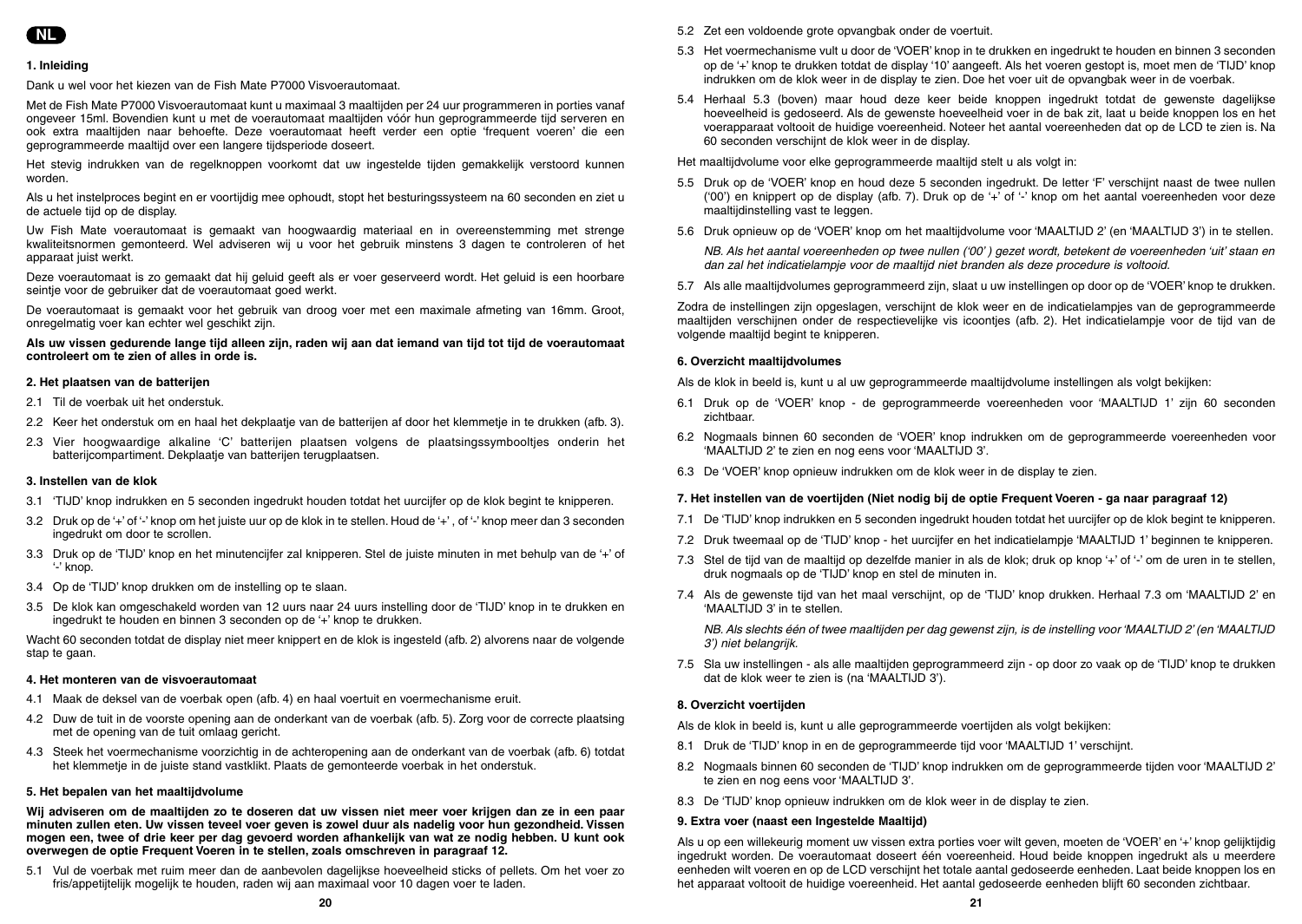NL

## 1. Inleiding

Dank u wel voor het kiezen van de Fish Mate P7000 Visvoerautomaat.

Met de Fish Mate P7000 Visvoerautomaat kunt u maximaal 3 maaltijden per 24 uur programmeren in porties vanaf ongeveer 15ml. Bovendien kunt u met de voerautomaat maaltijden vóór hun geprogrammeerde tijd serveren en ook extra maaltijden naar behoefte. Deze voerautomaat heeft verder een optie 'frequent voeren' die een geprogrammeerde maaltijd over een langere tijdsperiode doseert.

Het stevig indrukken van de regelknoppen voorkomt dat uw ingestelde tijden gemakkelijk verstoord kunnen worden.

Als u het instelproces begint en er voortijdig mee ophoudt, stopt het besturingssysteem na 60 seconden en ziet u de actuele tijd op de display.

Uw Fish Mate voerautomaat is gemaakt van hoogwaardig materiaal en in overeenstemming met strenge kwaliteitsnormen gemonteerd. Wel adviseren wij u voor het gebruik minstens 3 dagen te controleren of het apparaat juist werkt.

Deze voerautomaat is zo gemaakt dat hij geluid geeft als er voer geserveerd wordt. Het geluid is een hoorbare seintje voor de gebruiker dat de voerautomaat goed werkt.

De voerautomaat is gemaakt voor het gebruik van droog voer met een maximale afmeting van 16mm. Groot, onregelmatig voer kan echter wel geschikt zijn.

**Als uw vissen gedurende lange tijd alleen zijn, raden wij aan dat iemand van tijd tot tijd de voerautomaat controleert om te zien of alles in orde is.**

## 2. Het plaatsen van de batterijen

2.1 Til de voerbak uit het onderstuk.

2.2 Keer het onderstuk om en haal het dekplaatje van de batterijen af door het klemmetje in te drukken (afb. 3).

2.3 Vier hoogwaardige alkaline 'C' batterijen plaatsen volgens de plaatsingssymbooltjes onderin het batterijcompartiment. Dekplaatje van batterijen terugplaatsen.

## 3. Instellen van de klok

3.1 'TIJD' knop indrukken en 5 seconden ingedrukt houden totdat het uurcijfer op de klok begint te knipperen.

3.2 Druk op de '+' of '-' knop om het juiste uur op de klok in te stellen. Houd de '+' , of '-' knop meer dan 3 seconden ingedrukt om door te scrollen.

3.3 Druk op de 'TIJD' knop en het minutencijfer zal knipperen. Stel de juiste minuten in met behulp van de '+' of '-' knop.

3.4 Op de 'TIJD' knop drukken om de instelling op te slaan.

3.5 De klok kan omgeschakeld worden van 12 uurs naar 24 uurs instelling door de 'TIJD' knop in te drukken en ingedrukt te houden en binnen 3 seconden op de '+' knop te drukken.

Wacht 60 seconden totdat de display niet meer knippert en de klok is ingesteld (afb. 2) alvorens naar de volgende stap te gaan.

## 4. Het monteren van de visvoerautomaat

4.1 Maak de deksel van de voerbak open (afb. 4) en haal voertuit en voermechanisme eruit.

4.2 Duw de tuit in de voorste opening aan de onderkant van de voerbak (afb. 5). Zorg voor de correcte plaatsing met de opening van de tuit omlaag gericht.

4.3 Steek het voermechanisme voorzichtig in de achteropening aan de onderkant van de voerbak (afb. 6) totdat het klemmetje in de juiste stand vastklikt. Plaats de gemonteerde voerbak in het onderstuk.

## 5. Het bepalen van het maaltijdvolume

**Wij adviseren om de maaltijden zo te doseren dat uw vissen niet meer voer krijgen dan ze in een paar minuten zullen eten. Uw vissen teveel voer geven is zowel duur als nadelig voor hun gezondheid. Vissen mogen een, twee of drie keer per dag gevoerd worden afhankelijk van wat ze nodig hebben. U kunt ook overwegen de optie Frequent Voeren in te stellen, zoals omschreven in paragraaf 12.**

5.1 Vul de voerbak met ruim meer dan de aanbevolen dagelijkse hoeveelheid sticks of pellets. Om het voer zo fris/appetijtelijk mogelijk te houden, raden wij aan maximaal voor 10 dagen voer te laden.

5.2 Zet een voldoende grote opvangbak onder de voertuit.

5.3 Het voermechanisme vult u door de 'VOER' knop in te drukken en ingedrukt te houden en binnen 3 seconden op de '+' knop te drukken totdat de display '10' aangeeft. Als het voeren gestopt is, moet men de 'TIJD' knop indrukken om de klok weer in de display te zien. Doe het voer uit de opvangbak weer in de voerbak.

5.4 Herhaal 5.3 (boven) maar houd deze keer beide knoppen ingedrukt totdat de gewenste dagelijkse hoeveelheid is gedoseerd. Als de gewenste hoeveelheid voer in de bak zit, laat u beide knoppen los en het voerapparaat voltooit de huidige voereenheid. Noteer het aantal voereenheden dat op de LCD te zien is. Na 60 seconden verschijnt de klok weer in de display.

Het maaltijdvolume voor elke geprogrammeerde maaltijd stelt u als volgt in:

5.5 Druk op de 'VOER' knop en houd deze 5 seconden ingedrukt. De letter 'F' verschijnt naast de twee nullen ('00') en knippert op de display (afb. 7). Druk op de '+' of '-' knop om het aantal voereenheden voor deze maaltijdinstelling vast te leggen.

5.6 Druk opnieuw op de 'VOER' knop om het maaltijdvolume voor 'MAALTIJD 2' (en 'MAALTIJD 3') in te stellen.

*NB. Als het aantal voereenheden op twee nullen ('00' ) gezet wordt, betekent de voereenheden 'uit' staan en dan zal het indicatielampje voor de maaltijd niet branden als deze procedure is voltooid.*

5.7 Als alle maaltijdvolumes geprogrammeerd zijn, slaat u uw instellingen op door op de 'VOER' knop te drukken.

Zodra de instellingen zijn opgeslagen, verschijnt de klok weer en de indicatielampjes van de geprogrammeerde maaltijden verschijnen onder de respectievelijke vis icoontjes (afb. 2). Het indicatielampje voor de tijd van de volgende maaltijd begint te knipperen.

## 6. Overzicht maaltijdvolumes

Als de klok in beeld is, kunt u al uw geprogrammeerde maaltijdvolume instellingen als volgt bekijken:

6.1 Druk op de 'VOER' knop - de geprogrammeerde voereenheden voor 'MAALTIJD 1' zijn 60 seconden zichtbaar.

6.2 Nogmaals binnen 60 seconden de 'VOER' knop indrukken om de geprogrammeerde voereenheden voor 'MAALTIJD 2' te zien en nog eens voor 'MAALTIJD 3'.

6.3 De 'VOER' knop opnieuw indrukken om de klok weer in de display te zien.

## 7. Het instellen van de voertijden (Niet nodig bij de optie Frequent Voeren - ga naar paragraaf 12)

7.1 De 'TIJD' knop indrukken en 5 seconden ingedrukt houden totdat het uurcijfer op de klok begint te knipperen.

7.2 Druk tweemaal op de 'TIJD' knop - het uurcijfer en het indicatielampje 'MAALTIJD 1' beginnen te knipperen.

7.3 Stel de tijd van de maaltijd op dezelfde manier in als de klok; druk op knop '+' of '-' om de uren in te stellen, druk nogmaals op de 'TIJD' knop en stel de minuten in.

7.4 Als de gewenste tijd van het maal verschijnt, op de 'TIJD' knop drukken. Herhaal 7.3 om 'MAALTIJD 2' en 'MAALTIJD 3' in te stellen.

*NB. Als slechts één of twee maaltijden per dag gewenst zijn, is de instelling voor 'MAALTIJD 2' (en 'MAALTIJD 3') niet belangrijk.*

7.5 Sla uw instellingen - als alle maaltijden geprogrammeerd zijn - op door zo vaak op de 'TIJD' knop te drukken dat de klok weer te zien is (na 'MAALTIJD 3').

## 8. Overzicht voertijden

Als de klok in beeld is, kunt u alle geprogrammeerde voertijden als volgt bekijken:

8.1 Druk de 'TIJD' knop in en de geprogrammeerde tijd voor 'MAALTIJD 1' verschijnt.

8.2 Nogmaals binnen 60 seconden de 'TIJD' knop indrukken om de geprogrammeerde tijden voor 'MAALTIJD 2' te zien en nog eens voor 'MAALTIJD 3'.

8.3 De 'TIJD' knop opnieuw indrukken om de klok weer in de display te zien.

## 9. Extra voer (naast een Ingestelde Maaltijd)

Als u op een willekeurig moment uw vissen extra porties voer wilt geven, moeten de 'VOER' en '+' knop gelijktijdig ingedrukt worden. De voerautomaat doseert één voereenheid. Houd beide knoppen ingedrukt als u meerdere eenheden wilt voeren en op de LCD verschijnt het totale aantal gedoseerde eenheden. Laat beide knoppen los en het apparaat voltooit de huidige voereenheid. Het aantal gedoseerde eenheden blijft 60 seconden zichtbaar.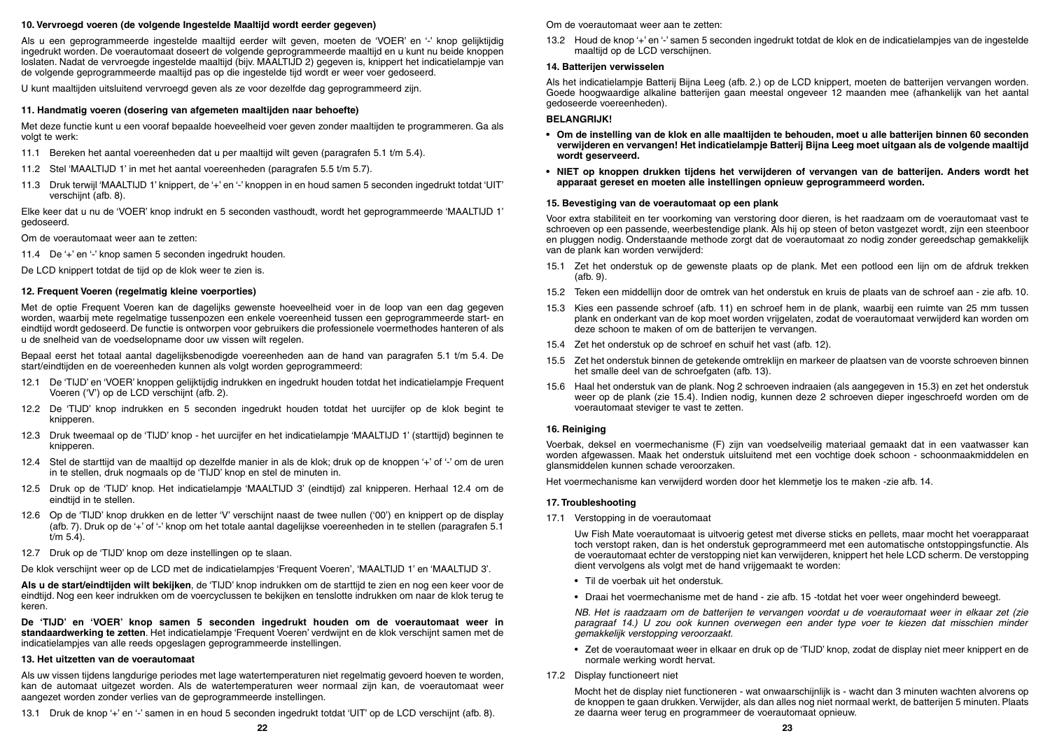## 10. Vervroegd voeren (de volgende Ingestelde Maaltijd wordt eerder gegeven)

Als u een geprogrammeerde ingestelde maaltijd eerder wilt geven, moeten de 'VOER' en '-' knop gelijktijdig ingedrukt worden. De voerautomaat doseert de volgende geprogrammeerde maaltijd en u kunt nu beide knoppen loslaten. Nadat de vervroegde ingestelde maaltijd (bijv. MAALTIJD 2) gegeven is, knippert het indicatielampje van de volgende geprogrammeerde maaltijd pas op die ingestelde tijd wordt er weer voer gedoseerd.

U kunt maaltijden uitsluitend vervroegd geven als ze voor dezelfde dag geprogrammeerd zijn.

## 11. Handmatig voeren (dosering van afgemeten maaltijden naar behoefte)

Met deze functie kunt u een vooraf bepaalde hoeveelheid voer geven zonder maaltijden te programmeren. Ga als volgt te werk:

11.1 Bereken het aantal voereenheden dat u per maaltijd wilt geven (paragrafen 5.1 t/m 5.4).

11.2 Stel 'MAALTIJD 1' in met het aantal voereenheden (paragrafen 5.5 t/m 5.7).

11.3 Druk terwijl 'MAALTIJD 1' knippert, de '+' en '-' knoppen in en houd samen 5 seconden ingedrukt totdat 'UIT' verschijnt (afb. 8).

Elke keer dat u nu de 'VOER' knop indrukt en 5 seconden vasthoudt, wordt het geprogrammeerde 'MAALTIJD 1' gedoseerd.

Om de voerautomaat weer aan te zetten:

11.4 De '+' en '-' knop samen 5 seconden ingedrukt houden.

De LCD knippert totdat de tijd op de klok weer te zien is.

## 12. Frequent Voeren (regelmatig kleine voerporties)

Met de optie Frequent Voeren kan de dagelijks gewenste hoeveelheid voer in de loop van een dag gegeven worden, waarbij mete regelmatige tussenpozen een enkele voereenheid tussen een geprogrammeerde start- en eindtijd wordt gedoseerd. De functie is ontworpen voor gebruikers die professionele voermethodes hanteren of als u de snelheid van de voedselopname door uw vissen wilt regelen.

Bepaal eerst het totaal aantal dagelijksbenodigde voereenheden aan de hand van paragrafen 5.1 t/m 5.4. De start/eindtijden en de voereenheden kunnen als volgt worden geprogrammeerd:

12.1 De 'TIJD' en 'VOER' knoppen gelijktijdig indrukken en ingedrukt houden totdat het indicatielampje Frequent Voeren ('V') op de LCD verschijnt (afb. 2).

12.2 De 'TIJD' knop indrukken en 5 seconden ingedrukt houden totdat het uurcijfer op de klok begint te knipperen.

12.3 Druk tweemaal op de 'TIJD' knop - het uurcijfer en het indicatielampje 'MAALTIJD 1' (starttijd) beginnen te knipperen.

12.4 Stel de starttijd van de maaltijd op dezelfde manier in als de klok; druk op de knoppen '+' of '-' om de uren in te stellen, druk nogmaals op de 'TIJD' knop en stel de minuten in.

12.5 Druk op de 'TIJD' knop. Het indicatielampje 'MAALTIJD 3' (eindtijd) zal knipperen. Herhaal 12.4 om de eindtijd in te stellen.

12.6 Op de 'TIJD' knop drukken en de letter 'V' verschijnt naast de twee nullen ('00') en knippert op de display (afb. 7). Druk op de '+' of '-' knop om het totale aantal dagelijkse voereenheden in te stellen (paragrafen 5.1 t/m 5.4).

12.7 Druk op de 'TIJD' knop om deze instellingen op te slaan.

De klok verschijnt weer op de LCD met de indicatielampjes 'Frequent Voeren', 'MAALTIJD 1' en 'MAALTIJD 3'.

**Als u de start/eindtijden wilt bekijken**, de 'TIJD' knop indrukken om de starttijd te zien en nog een keer voor de eindtijd. Nog een keer indrukken om de voercyclussen te bekijken en tenslotte indrukken om naar de klok terug te keren.

**De 'TIJD' en 'VOER' knop samen 5 seconden ingedrukt houden om de voerautomaat weer in standaardwerking te zetten**. Het indicatielampje 'Frequent Voeren' verdwijnt en de klok verschijnt samen met de indicatielampjes van alle reeds opgeslagen geprogrammeerde instellingen.

## 13. Het uitzetten van de voerautomaat

Als uw vissen tijdens langdurige periodes met lage watertemperaturen niet regelmatig gevoerd hoeven te worden, kan de automaat uitgezet worden. Als de watertemperaturen weer normaal zijn kan, de voerautomaat weer aangezet worden zonder verlies van de geprogrammeerde instellingen.

13.1 Druk de knop '+' en '-' samen in en houd 5 seconden ingedrukt totdat 'UIT' op de LCD verschijnt (afb. 8).

Om de voerautomaat weer aan te zetten:

13.2 Houd de knop '+' en '-' samen 5 seconden ingedrukt totdat de klok en de indicatielampjes van de ingestelde maaltijd op de LCD verschijnen.

## 14. Batterijen verwisselen

Als het indicatielampje Batterij Bijna Leeg (afb. 2.) op de LCD knippert, moeten de batterijen vervangen worden. Goede hoogwaardige alkaline batterijen gaan meestal ongeveer 12 maanden mee (afhankelijk van het aantal gedoseerde voereenheden).

**BELANGRIJK!**

- **Om de instelling van de klok en alle maaltijden te behouden, moet u alle batterijen binnen 60 seconden verwijderen en vervangen! Het indicatielampje Batterij Bijna Leeg moet uitgaan als de volgende maaltijd wordt geserveerd.**
- **NIET op knoppen drukken tijdens het verwijderen of vervangen van de batterijen. Anders wordt het apparaat gereset en moeten alle instellingen opnieuw geprogrammeerd worden.**

## 15. Bevestiging van de voerautomaat op een plank

Voor extra stabiliteit en ter voorkoming van verstoring door dieren, is het raadzaam om de voerautomaat vast te schroeven op een passende, weerbestendige plank. Als hij op steen of beton vastgezet wordt, zijn een steenboor en pluggen nodig. Onderstaande methode zorgt dat de voerautomaat zo nodig zonder gereedschap gemakkelijk van de plank kan worden verwijderd:

15.1 Zet het onderstuk op de gewenste plaats op de plank. Met een potlood een lijn om de afdruk trekken (afb. 9).

15.2 Teken een middellijn door de omtrek van het onderstuk en kruis de plaats van de schroef aan - zie afb. 10.

15.3 Kies een passende schroef (afb. 11) en schroef hem in de plank, waarbij een ruimte van 25 mm tussen plank en onderkant van de kop moet worden vrijgelaten, zodat de voerautomaat verwijderd kan worden om deze schoon te maken of om de batterijen te vervangen.

15.4 Zet het onderstuk op de schroef en schuif het vast (afb. 12).

15.5 Zet het onderstuk binnen de getekende omtreklijn en markeer de plaatsen van de voorste schroeven binnen het smalle deel van de schroefgaten (afb. 13).

15.6 Haal het onderstuk van de plank. Nog 2 schroeven indraaien (als aangegeven in 15.3) en zet het onderstuk weer op de plank (zie 15.4). Indien nodig, kunnen deze 2 schroeven dieper ingeschroefd worden om de voerautomaat steviger te vast te zetten.

## 16. Reiniging

Voerbak, deksel en voermechanisme (F) zijn van voedselveilig materiaal gemaakt dat in een vaatwasser kan worden afgewassen. Maak het onderstuk uitsluitend met een vochtige doek schoon - schoonmaakmiddelen en glansmiddelen kunnen schade veroorzaken.

Het voermechanisme kan verwijderd worden door het klemmetje los te maken -zie afb. 14.

## 17. Troubleshooting

17.1 Verstopping in de voerautomaat

Uw Fish Mate voerautomaat is uitvoerig getest met diverse sticks en pellets, maar mocht het voerapparaat toch verstopt raken, dan is het onderstuk geprogrammeerd met een automatische ontstoppingsfunctie. Als de voerautomaat echter de verstopping niet kan verwijderen, knippert het hele LCD scherm. De verstopping dient vervolgens als volgt met de hand vrijgemaakt te worden:

- Til de voerbak uit het onderstuk.
- Draai het voermechanisme met de hand - zie afb. 15 -totdat het voer weer ongehinderd beweegt.

*NB. Het is raadzaam om de batterijen te vervangen voordat u de voerautomaat weer in elkaar zet (zie paragraaf 14.) U zou ook kunnen overwegen een ander type voer te kiezen dat misschien minder gemakkelijk verstopping veroorzaakt.*

- Zet de voerautomaat weer in elkaar en druk op de 'TIJD' knop, zodat de display niet meer knippert en de normale werking wordt hervat.

17.2 Display functioneert niet

Mocht het de display niet functioneren - wat onwaarschijnlijk is - wacht dan 3 minuten wachten alvorens op de knoppen te gaan drukken. Verwijder, als dan alles nog niet normaal werkt, de batterijen 5 minuten. Plaats ze daarna weer terug en programmeer de voerautomaat opnieuw.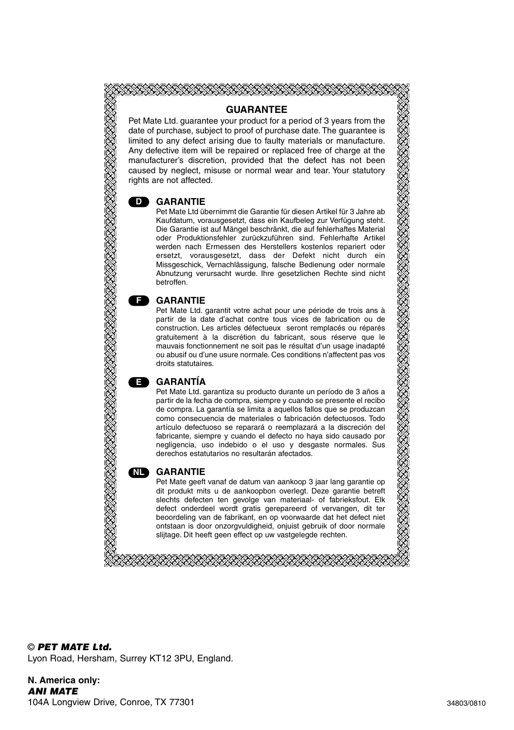## GUARANTEE

Pet Mate Ltd. guarantee your product for a period of 3 years from the date of purchase, subject to proof of purchase date. The guarantee is limited to any defect arising due to faulty materials or manufacture. Any defective item will be repaired or replaced free of charge at the manufacturer's discretion, provided that the defect has not been caused by neglect, misuse or normal wear and tear. Your statutory rights are not affected.

### D GARANTIE

Pet Mate Ltd übernimmt die Garantie für diesen Artikel für 3 Jahre ab Kaufdatum, vorausgesetzt, dass ein Kaufbeleg zur Verfügung steht. Die Garantie ist auf Mängel beschränkt, die auf fehlerhaftes Material oder Produktionsfehler zurückzuführen sind. Fehlerhafte Artikel werden nach Ermessen des Herstellers kostenlos repariert oder ersetzt, vorausgesetzt, dass der Defekt nicht durch ein Missgeschick, Vernachlässigung, falsche Bedienung oder normale Abnutzung verursacht wurde. Ihre gesetzlichen Rechte sind nicht betroffen.

### F GARANTIE

Pet Mate Ltd. garantit votre achat pour une période de trois ans à partir de la date d'achat contre tous vices de fabrication ou de construction. Les articles défectueux seront remplacés ou réparés gratuitement à la discrétion du fabricant, sous réserve que le mauvais fonctionnement ne soit pas le résultat d'un usage inadapté ou abusif ou d'une usure normale. Ces conditions n'affectent pas vos droits statutaires.

### E GARANTÍA

Pet Mate Ltd. garantiza su producto durante un período de 3 años a partir de la fecha de compra, siempre y cuando se presente el recibo de compra. La garantía se limita a aquellos fallos que se produzcan como consecuencia de materiales o fabricación defectuosos. Todo artículo defectuoso se reparará o reemplazará a la discreción del fabricante, siempre y cuando el defecto no haya sido causado por negligencia, uso indebido o el uso y desgaste normales. Sus derechos estatutarios no resultarán afectados.

### NL GARANTIE

Pet Mate geeft vanaf de datum van aankoop 3 jaar lang garantie op dit produkt mits u de aankoopbon overlegt. Deze garantie betreft slechts defecten ten gevolge van materiaal- of fabrieksfout. Elk defect onderdeel wordt gratis gerepareerd of vervangen, dit ter beoordeling van de fabrikant, en op voorwaarde dat het defect niet ontstaan is door onzorgvuldigheid, onjuist gebruik of door normale slijtage. Dit heeft geen effect op uw vastgelegde rechten.

© ***PET MATE Ltd.***
Lyon Road, Hersham, Surrey KT12 3PU, England.

**N. America only:**
***ANI MATE***
104A Longview Drive, Conroe, TX 77301

34803/0810